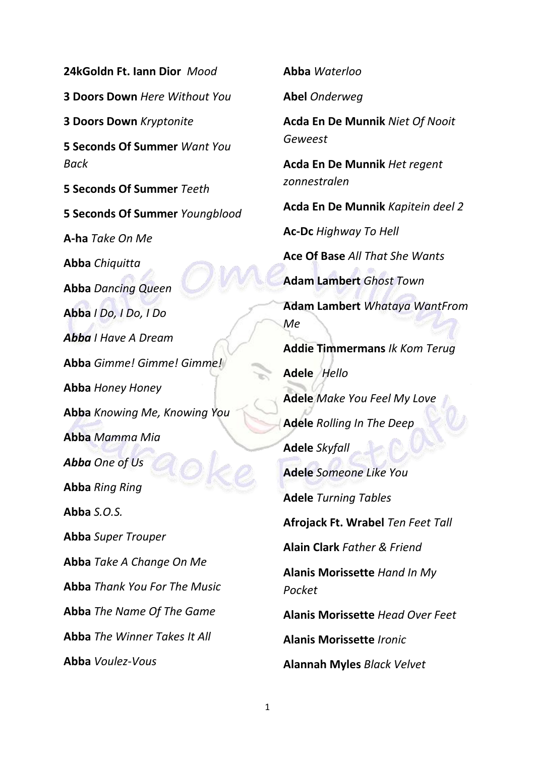**24kGoldn Ft. Iann Dior** *Mood*

**3 Doors Down** *Here Without You*

**3 Doors Down** *Kryptonite*

**5 Seconds Of Summer** *Want You Back*

**5 Seconds Of Summer** *Teeth*

**5 Seconds Of Summer** *Youngblood*

**A-ha** *Take On Me*

**Abba** *Chiquitta*

**Abba** *Dancing Queen*

**Abba** *I Do, I Do, I Do*

***Abba*** I Have A Dream

**Abba** *Gimme! Gimme! Gimme!*

**Abba** *Honey Honey*

**Abba** *Knowing Me, Knowing You*

**Abba** *Mamma Mia*

***Abba*** One of Us

**Abba** *Ring Ring*

**Abba** *S.O.S.*

**Abba** *Super Trouper*

**Abba** *Take A Change On Me*

**Abba** *Thank You For The Music*

**Abba** *The Name Of The Game*

**Abba** *The Winner Takes It All*

**Abba** *Voulez-Vous*

**Abba** *Waterloo*

**Abel** *Onderweg*

**Acda En De Munnik** *Niet Of Nooit Geweest*

**Acda En De Munnik** *Het regent zonnestralen*

**Acda En De Munnik** *Kapitein deel 2*

**Ac-Dc** *Highway To Hell*

**Ace Of Base** *All That She Wants*

**Adam Lambert** *Ghost Town*

**Adam Lambert** *Whataya WantFrom Me*

**Addie Timmermans** *Ik Kom Terug*

**Adele** *Hello*

**Adele** *Make You Feel My Love*

**Adele** *Rolling In The Deep*

**Adele** *Skyfall*

**Adele** *Someone Like You*

**Adele** *Turning Tables*

**Afrojack Ft. Wrabel** *Ten Feet Tall*

**Alain Clark** *Father & Friend*

**Alanis Morissette** *Hand In My Pocket*

**Alanis Morissette** *Head Over Feet*

**Alanis Morissette** *Ironic*

**Alannah Myles** *Black Velvet*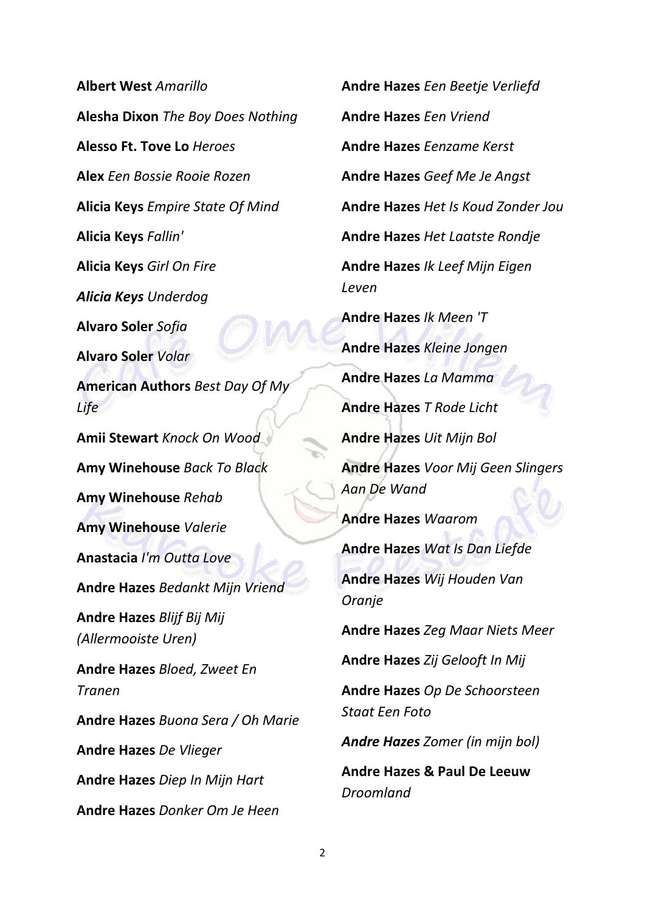**Albert West** *Amarillo*

**Alesha Dixon** *The Boy Does Nothing*

**Alesso Ft. Tove Lo** *Heroes*

**Alex** *Een Bossie Rooie Rozen*

**Alicia Keys** *Empire State Of Mind*

**Alicia Keys** *Fallin'*

**Alicia Keys** *Girl On Fire*

***Alicia Keys*** *Underdog*

**Alvaro Soler** *Sofia*

**Alvaro Soler** *Volar*

**American Authors** *Best Day Of My Life*

**Amii Stewart** *Knock On Wood*

**Amy Winehouse** *Back To Black*

**Amy Winehouse** *Rehab*

**Amy Winehouse** *Valerie*

**Anastacia** *I'm Outta Love*

**Andre Hazes** *Bedankt Mijn Vriend*

**Andre Hazes** *Blijf Bij Mij (Allermooiste Uren)*

**Andre Hazes** *Bloed, Zweet En Tranen*

**Andre Hazes** *Buona Sera / Oh Marie*

**Andre Hazes** *De Vlieger*

**Andre Hazes** *Diep In Mijn Hart*

**Andre Hazes** *Donker Om Je Heen*

**Andre Hazes** *Een Beetje Verliefd*

**Andre Hazes** *Een Vriend*

**Andre Hazes** *Eenzame Kerst*

**Andre Hazes** *Geef Me Je Angst*

**Andre Hazes** *Het Is Koud Zonder Jou*

**Andre Hazes** *Het Laatste Rondje*

**Andre Hazes** *Ik Leef Mijn Eigen Leven*

**Andre Hazes** *Ik Meen 'T*

**Andre Hazes** *Kleine Jongen*

**Andre Hazes** *La Mamma*

**Andre Hazes** *T Rode Licht*

**Andre Hazes** *Uit Mijn Bol*

**Andre Hazes** *Voor Mij Geen Slingers Aan De Wand*

**Andre Hazes** *Waarom*

**Andre Hazes** *Wat Is Dan Liefde*

**Andre Hazes** *Wij Houden Van Oranje*

**Andre Hazes** *Zeg Maar Niets Meer*

**Andre Hazes** *Zij Gelooft In Mij*

**Andre Hazes** *Op De Schoorsteen Staat Een Foto*

***Andre Hazes*** *Zomer (in mijn bol)*

**Andre Hazes & Paul De Leeuw** *Droomland*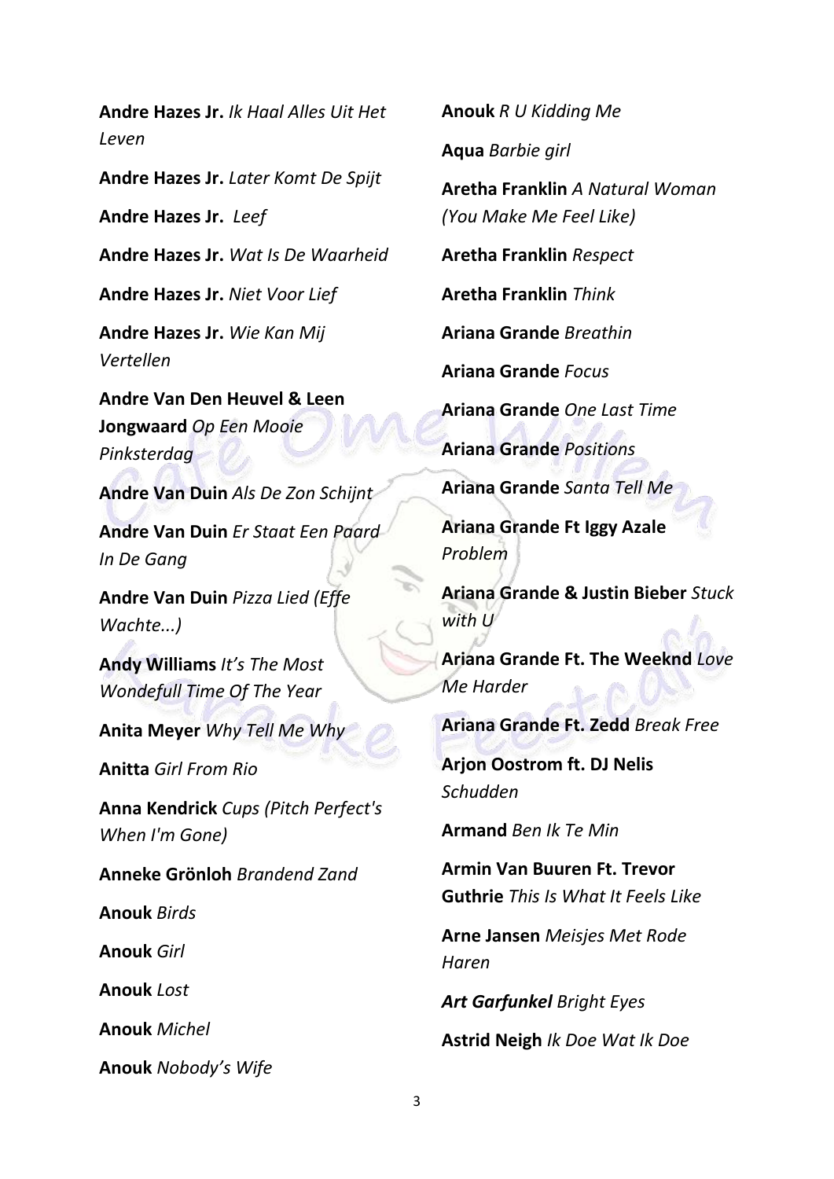**Andre Hazes Jr.** *Ik Haal Alles Uit Het Leven*

**Andre Hazes Jr.** *Later Komt De Spijt*

**Andre Hazes Jr.** *Leef*

**Andre Hazes Jr.** *Wat Is De Waarheid*

**Andre Hazes Jr.** *Niet Voor Lief*

**Andre Hazes Jr.** *Wie Kan Mij Vertellen*

**Andre Van Den Heuvel & Leen Jongwaard** *Op Een Mooie Pinksterdag*

**Andre Van Duin** *Als De Zon Schijnt*

**Andre Van Duin** *Er Staat Een Paard In De Gang*

**Andre Van Duin** *Pizza Lied (Effe Wachte...)*

**Andy Williams** *It's The Most Wondefull Time Of The Year*

**Anita Meyer** *Why Tell Me Why*

**Anitta** *Girl From Rio*

**Anna Kendrick** *Cups (Pitch Perfect's When I'm Gone)*

**Anneke Grönloh** *Brandend Zand*

**Anouk** *Birds*

**Anouk** *Girl*

**Anouk** *Lost*

**Anouk** *Michel*

**Anouk** *Nobody's Wife*

**Anouk** *R U Kidding Me*

**Aqua** *Barbie girl*

**Aretha Franklin** *A Natural Woman (You Make Me Feel Like)*

**Aretha Franklin** *Respect*

**Aretha Franklin** *Think*

**Ariana Grande** *Breathin*

**Ariana Grande** *Focus*

**Ariana Grande** *One Last Time*

**Ariana Grande** *Positions*

**Ariana Grande** *Santa Tell Me*

**Ariana Grande Ft Iggy Azale** *Problem*

**Ariana Grande & Justin Bieber** *Stuck with U*

**Ariana Grande Ft. The Weeknd** *Love Me Harder*

**Ariana Grande Ft. Zedd** *Break Free*

**Arjon Oostrom ft. DJ Nelis** *Schudden*

**Armand** *Ben Ik Te Min*

**Armin Van Buuren Ft. Trevor Guthrie** *This Is What It Feels Like*

**Arne Jansen** *Meisjes Met Rode Haren*

***Art Garfunkel*** *Bright Eyes*

**Astrid Neigh** *Ik Doe Wat Ik Doe*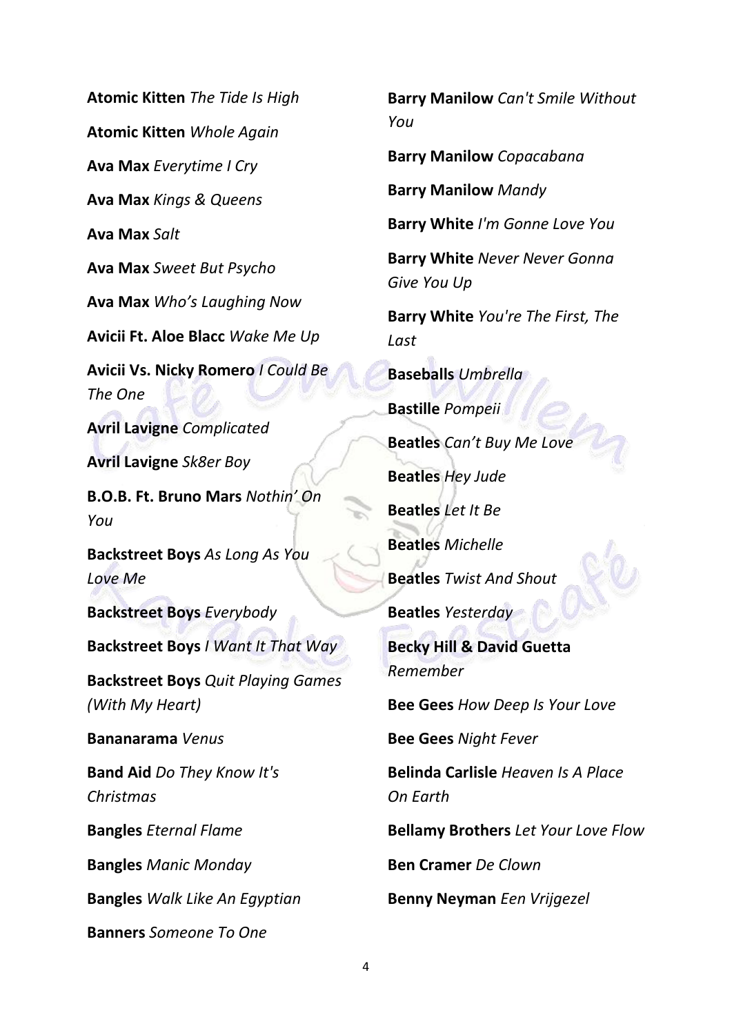**Atomic Kitten** *The Tide Is High*

**Atomic Kitten** *Whole Again*

**Ava Max** *Everytime I Cry*

**Ava Max** *Kings & Queens*

**Ava Max** *Salt*

**Ava Max** *Sweet But Psycho*

**Ava Max** *Who's Laughing Now*

**Avicii Ft. Aloe Blacc** *Wake Me Up*

**Avicii Vs. Nicky Romero** *I Could Be The One*

**Avril Lavigne** *Complicated*

**Avril Lavigne** *Sk8er Boy*

**B.O.B. Ft. Bruno Mars** *Nothin' On You*

**Backstreet Boys** *As Long As You Love Me*

**Backstreet Boys** *Everybody*

**Backstreet Boys** *I Want It That Way*

**Backstreet Boys** *Quit Playing Games (With My Heart)*

**Bananarama** *Venus*

**Band Aid** *Do They Know It's Christmas*

**Bangles** *Eternal Flame*

**Bangles** *Manic Monday*

**Bangles** *Walk Like An Egyptian*

**Banners** *Someone To One*

**Barry Manilow** *Can't Smile Without You*

**Barry Manilow** *Copacabana*

**Barry Manilow** *Mandy*

**Barry White** *I'm Gonne Love You*

**Barry White** *Never Never Gonna Give You Up*

**Barry White** *You're The First, The Last*

**Baseballs** *Umbrella*

**Bastille** *Pompeii*

**Beatles** *Can't Buy Me Love*

**Beatles** *Hey Jude*

**Beatles** *Let It Be*

**Beatles** *Michelle*

**Beatles** *Twist And Shout*

**Beatles** *Yesterday*

**Becky Hill & David Guetta** *Remember*

**Bee Gees** *How Deep Is Your Love*

**Bee Gees** *Night Fever*

**Belinda Carlisle** *Heaven Is A Place On Earth*

**Bellamy Brothers** *Let Your Love Flow*

**Ben Cramer** *De Clown*

**Benny Neyman** *Een Vrijgezel*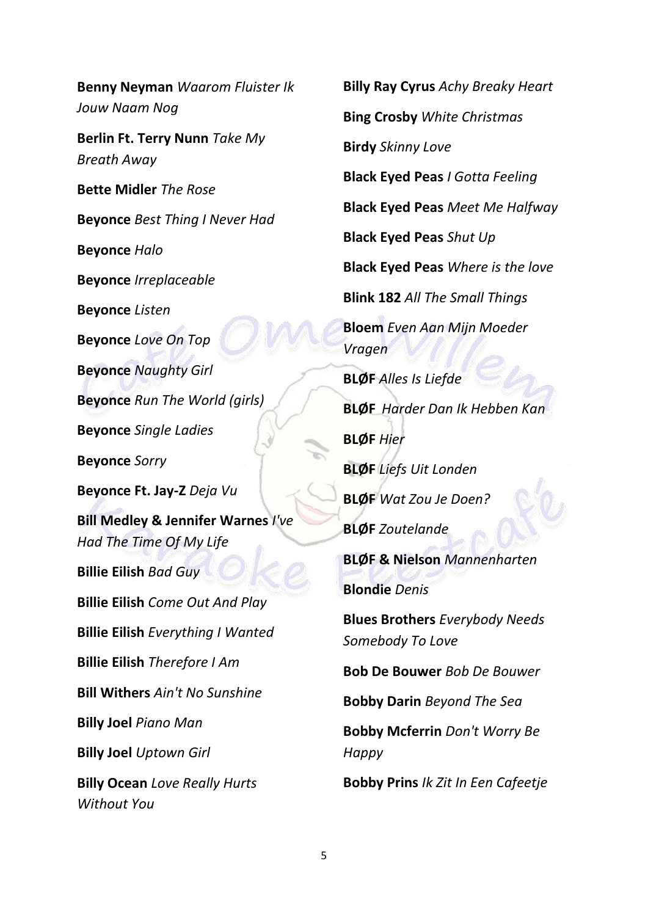**Benny Neyman** *Waarom Fluister Ik Jouw Naam Nog*

**Berlin Ft. Terry Nunn** *Take My Breath Away*

**Bette Midler** *The Rose*

**Beyonce** *Best Thing I Never Had*

**Beyonce** *Halo*

**Beyonce** *Irreplaceable*

**Beyonce** *Listen*

**Beyonce** *Love On Top*

**Beyonce** *Naughty Girl*

**Beyonce** *Run The World (girls)*

**Beyonce** *Single Ladies*

**Beyonce** *Sorry*

**Beyonce Ft. Jay-Z** *Deja Vu*

**Bill Medley & Jennifer Warnes** *I've Had The Time Of My Life*

**Billie Eilish** *Bad Guy*

**Billie Eilish** *Come Out And Play*

**Billie Eilish** *Everything I Wanted*

**Billie Eilish** *Therefore I Am*

**Bill Withers** *Ain't No Sunshine*

**Billy Joel** *Piano Man*

**Billy Joel** *Uptown Girl*

**Billy Ocean** *Love Really Hurts Without You*

**Billy Ray Cyrus** *Achy Breaky Heart*

**Bing Crosby** *White Christmas*

**Birdy** *Skinny Love*

**Black Eyed Peas** *I Gotta Feeling*

**Black Eyed Peas** *Meet Me Halfway*

**Black Eyed Peas** *Shut Up*

**Black Eyed Peas** *Where is the love*

**Blink 182** *All The Small Things*

**Bloem** *Even Aan Mijn Moeder Vragen*

**BLØF** *Alles Is Liefde*

**BLØF** *Harder Dan Ik Hebben Kan*

**BLØF** *Hier*

**BLØF** *Liefs Uit Londen*

**BLØF** *Wat Zou Je Doen?*

**BLØF** *Zoutelande*

**BLØF & Nielson** *Mannenharten*

**Blondie** *Denis*

**Blues Brothers** *Everybody Needs Somebody To Love*

**Bob De Bouwer** *Bob De Bouwer*

**Bobby Darin** *Beyond The Sea*

**Bobby Mcferrin** *Don't Worry Be Happy*

**Bobby Prins** *Ik Zit In Een Cafeetje*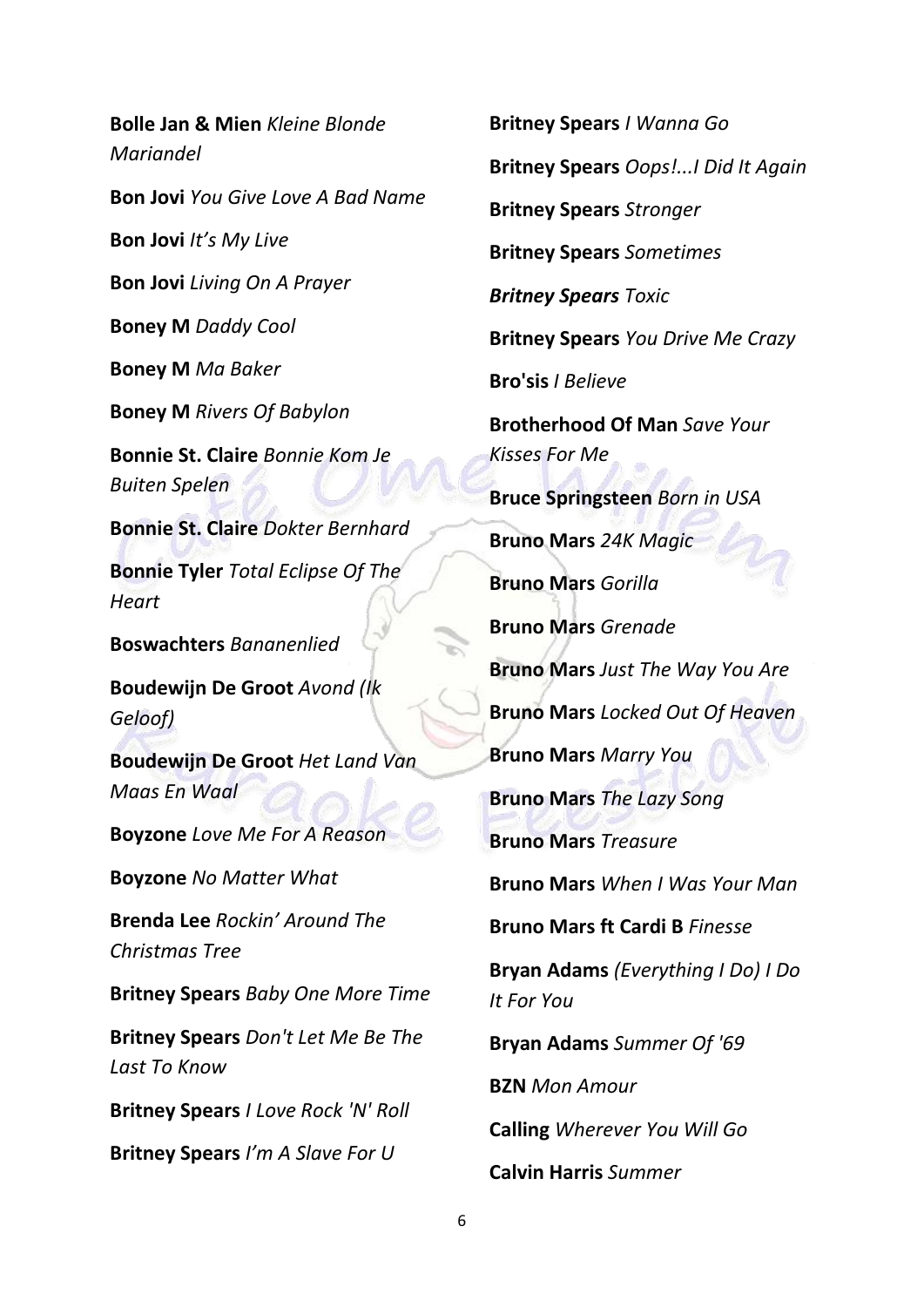**Bolle Jan & Mien** *Kleine Blonde Mariandel*

**Bon Jovi** *You Give Love A Bad Name*

**Bon Jovi** *It's My Live*

**Bon Jovi** *Living On A Prayer*

**Boney M** *Daddy Cool*

**Boney M** *Ma Baker*

**Boney M** *Rivers Of Babylon*

**Bonnie St. Claire** *Bonnie Kom Je Buiten Spelen*

**Bonnie St. Claire** *Dokter Bernhard*

**Bonnie Tyler** *Total Eclipse Of The Heart*

**Boswachters** *Bananenlied*

**Boudewijn De Groot** *Avond (Ik Geloof)*

**Boudewijn De Groot** *Het Land Van Maas En Waal*

**Boyzone** *Love Me For A Reason*

**Boyzone** *No Matter What*

**Brenda Lee** *Rockin' Around The Christmas Tree*

**Britney Spears** *Baby One More Time*

**Britney Spears** *Don't Let Me Be The Last To Know*

**Britney Spears** *I Love Rock 'N' Roll*

**Britney Spears** *I'm A Slave For U*

**Britney Spears** *I Wanna Go*

**Britney Spears** *Oops!...I Did It Again*

**Britney Spears** *Stronger*

**Britney Spears** *Sometimes*

***Britney Spears*** *Toxic*

**Britney Spears** *You Drive Me Crazy*

**Bro'sis** *I Believe*

**Brotherhood Of Man** *Save Your Kisses For Me*

**Bruce Springsteen** *Born in USA*

**Bruno Mars** *24K Magic*

**Bruno Mars** *Gorilla*

**Bruno Mars** *Grenade*

**Bruno Mars** *Just The Way You Are*

**Bruno Mars** *Locked Out Of Heaven*

**Bruno Mars** *Marry You*

**Bruno Mars** *The Lazy Song*

**Bruno Mars** *Treasure*

**Bruno Mars** *When I Was Your Man*

**Bruno Mars ft Cardi B** *Finesse*

**Bryan Adams** *(Everything I Do) I Do It For You*

**Bryan Adams** *Summer Of '69*

**BZN** *Mon Amour*

**Calling** *Wherever You Will Go*

**Calvin Harris** *Summer*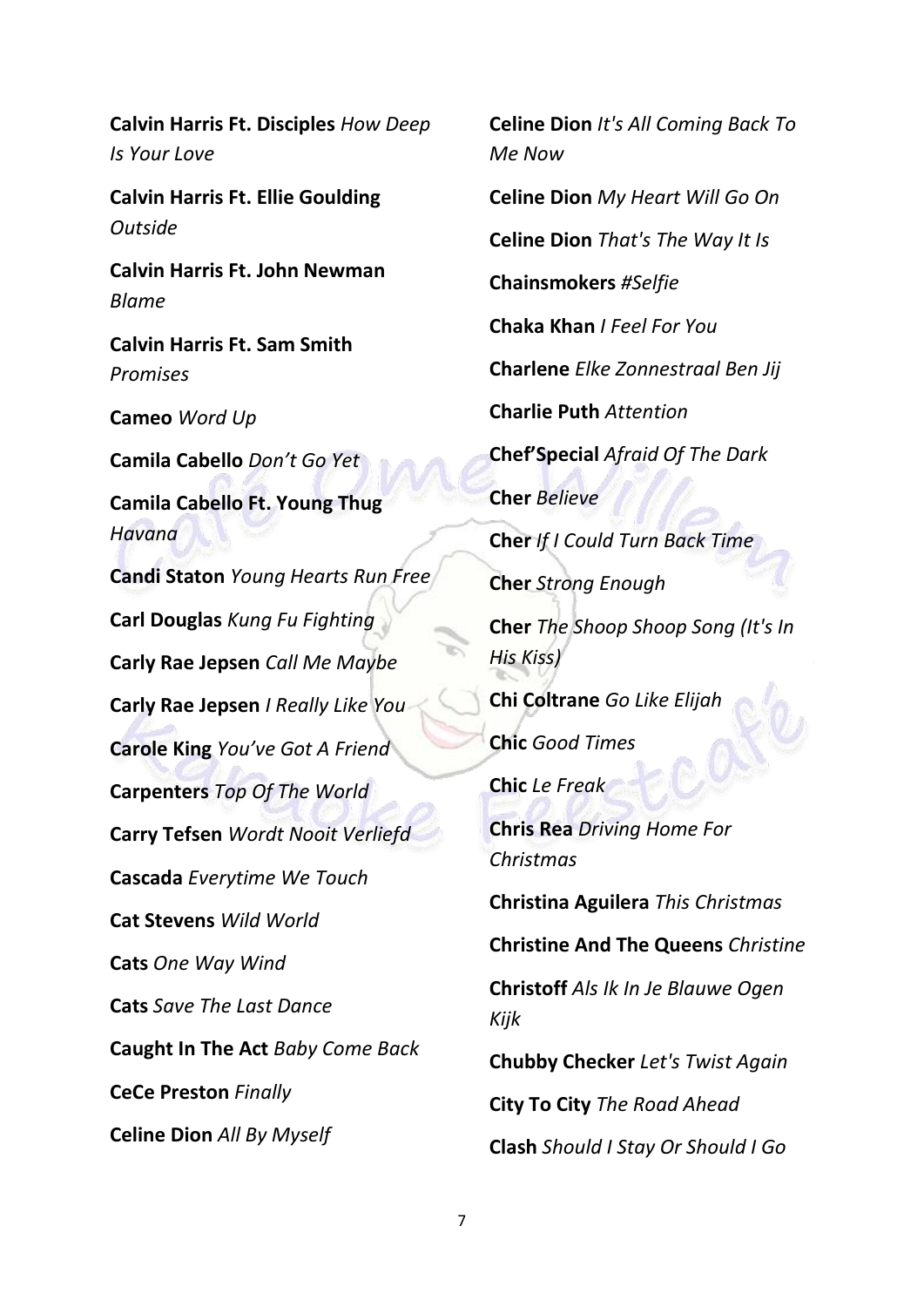**Calvin Harris Ft. Disciples** *How Deep Is Your Love*

**Calvin Harris Ft. Ellie Goulding** *Outside*

**Calvin Harris Ft. John Newman** *Blame*

**Calvin Harris Ft. Sam Smith** *Promises*

**Cameo** *Word Up*

**Camila Cabello** *Don't Go Yet*

**Camila Cabello Ft. Young Thug** *Havana*

**Candi Staton** *Young Hearts Run Free*

**Carl Douglas** *Kung Fu Fighting*

**Carly Rae Jepsen** *Call Me Maybe*

**Carly Rae Jepsen** *I Really Like You*

**Carole King** *You've Got A Friend*

**Carpenters** *Top Of The World*

**Carry Tefsen** *Wordt Nooit Verliefd*

**Cascada** *Everytime We Touch*

**Cat Stevens** *Wild World*

**Cats** *One Way Wind*

**Cats** *Save The Last Dance*

**Caught In The Act** *Baby Come Back*

**CeCe Preston** *Finally*

**Celine Dion** *All By Myself*

**Celine Dion** *It's All Coming Back To Me Now*

**Celine Dion** *My Heart Will Go On*

**Celine Dion** *That's The Way It Is*

**Chainsmokers** *#Selfie*

**Chaka Khan** *I Feel For You*

**Charlene** *Elke Zonnestraal Ben Jij*

**Charlie Puth** *Attention*

**Chef'Special** *Afraid Of The Dark*

**Cher** *Believe*

**Cher** *If I Could Turn Back Time*

**Cher** *Strong Enough*

**Cher** *The Shoop Shoop Song (It's In His Kiss)*

**Chi Coltrane** *Go Like Elijah*

**Chic** *Good Times*

**Chic** *Le Freak*

**Chris Rea** *Driving Home For Christmas*

**Christina Aguilera** *This Christmas*

**Christine And The Queens** *Christine*

**Christoff** *Als Ik In Je Blauwe Ogen Kijk*

**Chubby Checker** *Let's Twist Again*

**City To City** *The Road Ahead*

**Clash** *Should I Stay Or Should I Go*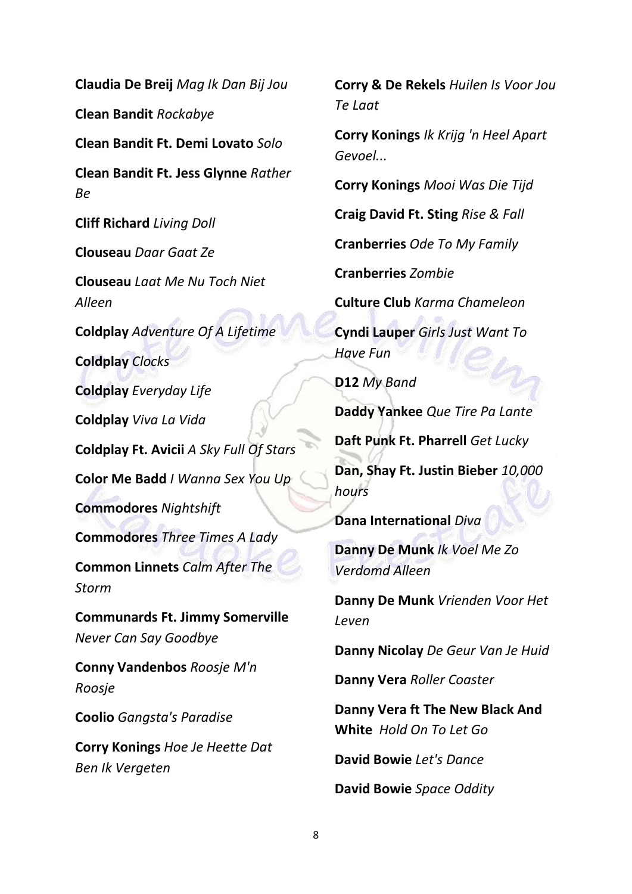**Claudia De Breij** *Mag Ik Dan Bij Jou*

**Clean Bandit** *Rockabye*

**Clean Bandit Ft. Demi Lovato** *Solo*

**Clean Bandit Ft. Jess Glynne** *Rather Be*

**Cliff Richard** *Living Doll*

**Clouseau** *Daar Gaat Ze*

**Clouseau** *Laat Me Nu Toch Niet Alleen*

**Coldplay** *Adventure Of A Lifetime*

**Coldplay** *Clocks*

**Coldplay** *Everyday Life*

**Coldplay** *Viva La Vida*

**Coldplay Ft. Avicii** *A Sky Full Of Stars*

**Color Me Badd** *I Wanna Sex You Up*

**Commodores** *Nightshift*

**Commodores** *Three Times A Lady*

**Common Linnets** *Calm After The Storm*

**Communards Ft. Jimmy Somerville** *Never Can Say Goodbye*

**Conny Vandenbos** *Roosje M'n Roosje*

**Coolio** *Gangsta's Paradise*

**Corry Konings** *Hoe Je Heette Dat Ben Ik Vergeten*

**Corry & De Rekels** *Huilen Is Voor Jou Te Laat*

**Corry Konings** *Ik Krijg 'n Heel Apart Gevoel...*

**Corry Konings** *Mooi Was Die Tijd*

**Craig David Ft. Sting** *Rise & Fall*

**Cranberries** *Ode To My Family*

**Cranberries** *Zombie*

**Culture Club** *Karma Chameleon*

**Cyndi Lauper** *Girls Just Want To Have Fun*

**D12** *My Band*

**Daddy Yankee** *Que Tire Pa Lante*

**Daft Punk Ft. Pharrell** *Get Lucky*

**Dan, Shay Ft. Justin Bieber** *10,000 hours*

**Dana International** *Diva*

**Danny De Munk** *Ik Voel Me Zo Verdomd Alleen*

**Danny De Munk** *Vrienden Voor Het Leven*

**Danny Nicolay** *De Geur Van Je Huid*

**Danny Vera** *Roller Coaster*

**Danny Vera ft The New Black And White** *Hold On To Let Go*

**David Bowie** *Let's Dance*

**David Bowie** *Space Oddity*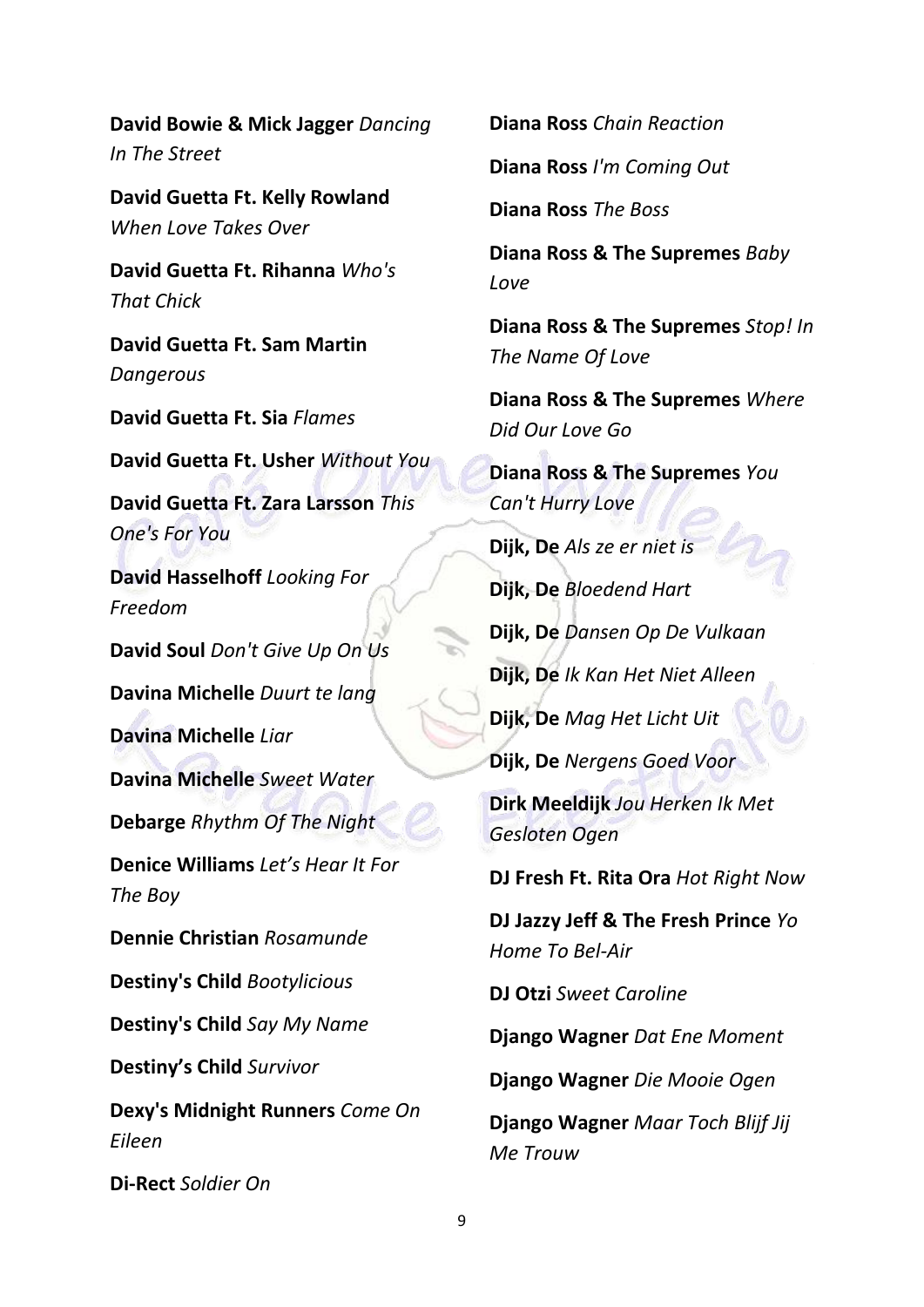**David Bowie & Mick Jagger** *Dancing In The Street*

**David Guetta Ft. Kelly Rowland** *When Love Takes Over*

**David Guetta Ft. Rihanna** *Who's That Chick*

**David Guetta Ft. Sam Martin** *Dangerous*

**David Guetta Ft. Sia** *Flames*

**David Guetta Ft. Usher** *Without You*

**David Guetta Ft. Zara Larsson** *This One's For You*

**David Hasselhoff** *Looking For Freedom*

**David Soul** *Don't Give Up On Us*

**Davina Michelle** *Duurt te lang*

**Davina Michelle** *Liar*

**Davina Michelle** *Sweet Water*

**Debarge** *Rhythm Of The Night*

**Denice Williams** *Let's Hear It For The Boy*

**Dennie Christian** *Rosamunde*

**Destiny's Child** *Bootylicious*

**Destiny's Child** *Say My Name*

**Destiny's Child** *Survivor*

**Dexy's Midnight Runners** *Come On Eileen*

**Di-Rect** *Soldier On*

**Diana Ross** *Chain Reaction*

**Diana Ross** *I'm Coming Out*

**Diana Ross** *The Boss*

**Diana Ross & The Supremes** *Baby Love*

**Diana Ross & The Supremes** *Stop! In The Name Of Love*

**Diana Ross & The Supremes** *Where Did Our Love Go*

**Diana Ross & The Supremes** *You Can't Hurry Love*

**Dijk, De** *Als ze er niet is*

**Dijk, De** *Bloedend Hart*

**Dijk, De** *Dansen Op De Vulkaan*

**Dijk, De** *Ik Kan Het Niet Alleen*

**Dijk, De** *Mag Het Licht Uit*

**Dijk, De** *Nergens Goed Voor*

**Dirk Meeldijk** *Jou Herken Ik Met Gesloten Ogen*

**DJ Fresh Ft. Rita Ora** *Hot Right Now*

**DJ Jazzy Jeff & The Fresh Prince** *Yo Home To Bel-Air*

**DJ Otzi** *Sweet Caroline*

**Django Wagner** *Dat Ene Moment*

**Django Wagner** *Die Mooie Ogen*

**Django Wagner** *Maar Toch Blijf Jij Me Trouw*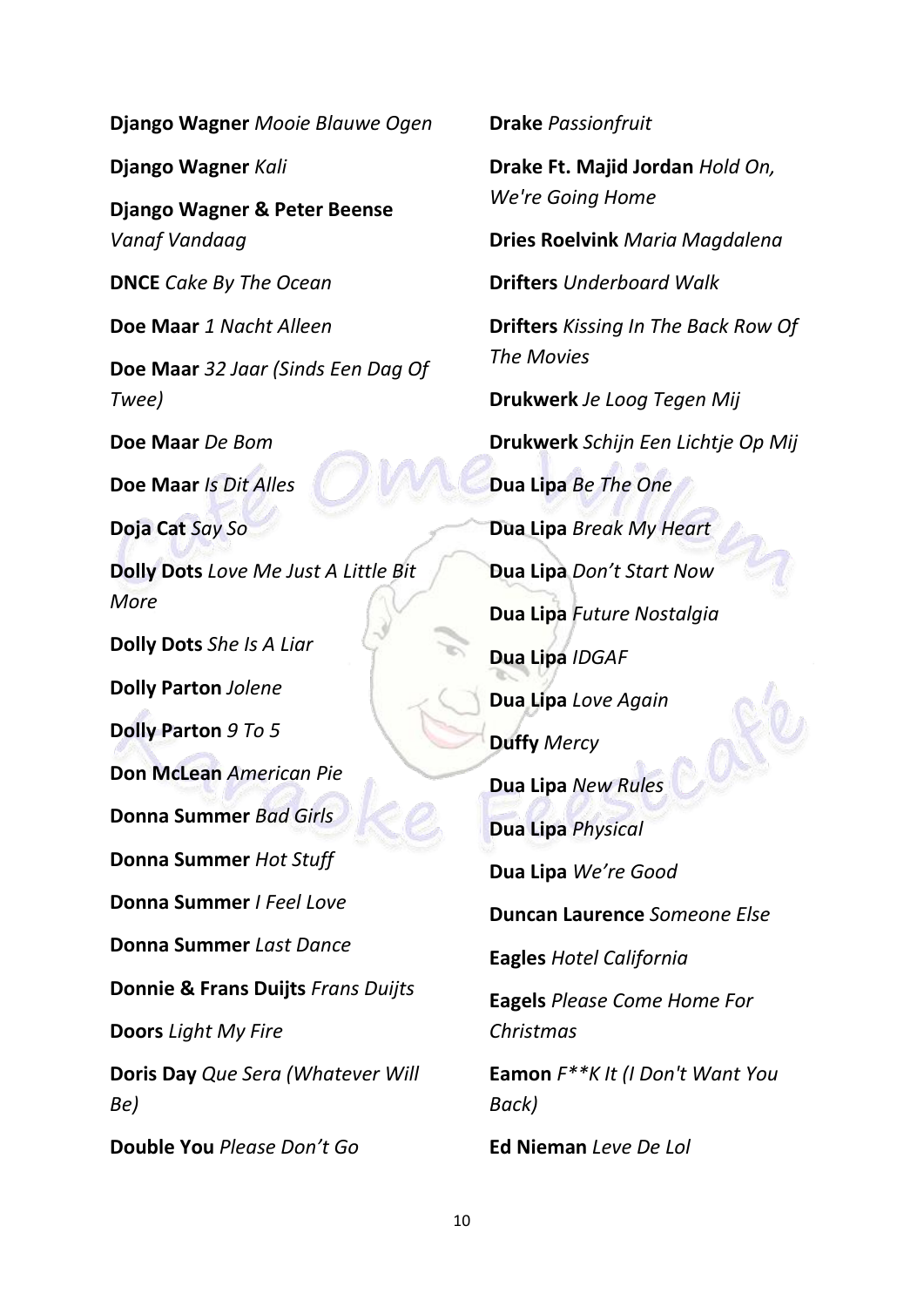**Django Wagner** *Mooie Blauwe Ogen*

**Django Wagner** *Kali*

**Django Wagner & Peter Beense** *Vanaf Vandaag*

**DNCE** *Cake By The Ocean*

**Doe Maar** *1 Nacht Alleen*

**Doe Maar** *32 Jaar (Sinds Een Dag Of Twee)*

**Doe Maar** *De Bom*

**Doe Maar** *Is Dit Alles*

**Doja Cat** *Say So*

**Dolly Dots** *Love Me Just A Little Bit More*

**Dolly Dots** *She Is A Liar*

**Dolly Parton** *Jolene*

**Dolly Parton** *9 To 5*

**Don McLean** *American Pie*

**Donna Summer** *Bad Girls*

**Donna Summer** *Hot Stuff*

**Donna Summer** *I Feel Love*

**Donna Summer** *Last Dance*

**Donnie & Frans Duijts** *Frans Duijts*

**Doors** *Light My Fire*

**Doris Day** *Que Sera (Whatever Will Be)*

**Double You** *Please Don't Go*

**Drake** *Passionfruit*

**Drake Ft. Majid Jordan** *Hold On, We're Going Home*

**Dries Roelvink** *Maria Magdalena*

**Drifters** *Underboard Walk*

**Drifters** *Kissing In The Back Row Of The Movies*

**Drukwerk** *Je Loog Tegen Mij*

**Drukwerk** *Schijn Een Lichtje Op Mij*

**Dua Lipa** *Be The One*

**Dua Lipa** *Break My Heart*

**Dua Lipa** *Don't Start Now*

**Dua Lipa** *Future Nostalgia*

**Dua Lipa** *IDGAF*

**Dua Lipa** *Love Again*

**Duffy** *Mercy*

**Dua Lipa** *New Rules*

**Dua Lipa** *Physical*

**Dua Lipa** *We're Good*

**Duncan Laurence** *Someone Else*

**Eagles** *Hotel California*

**Eagels** *Please Come Home For Christmas*

**Eamon** *F**K It (I Don't Want You Back)*

**Ed Nieman** *Leve De Lol*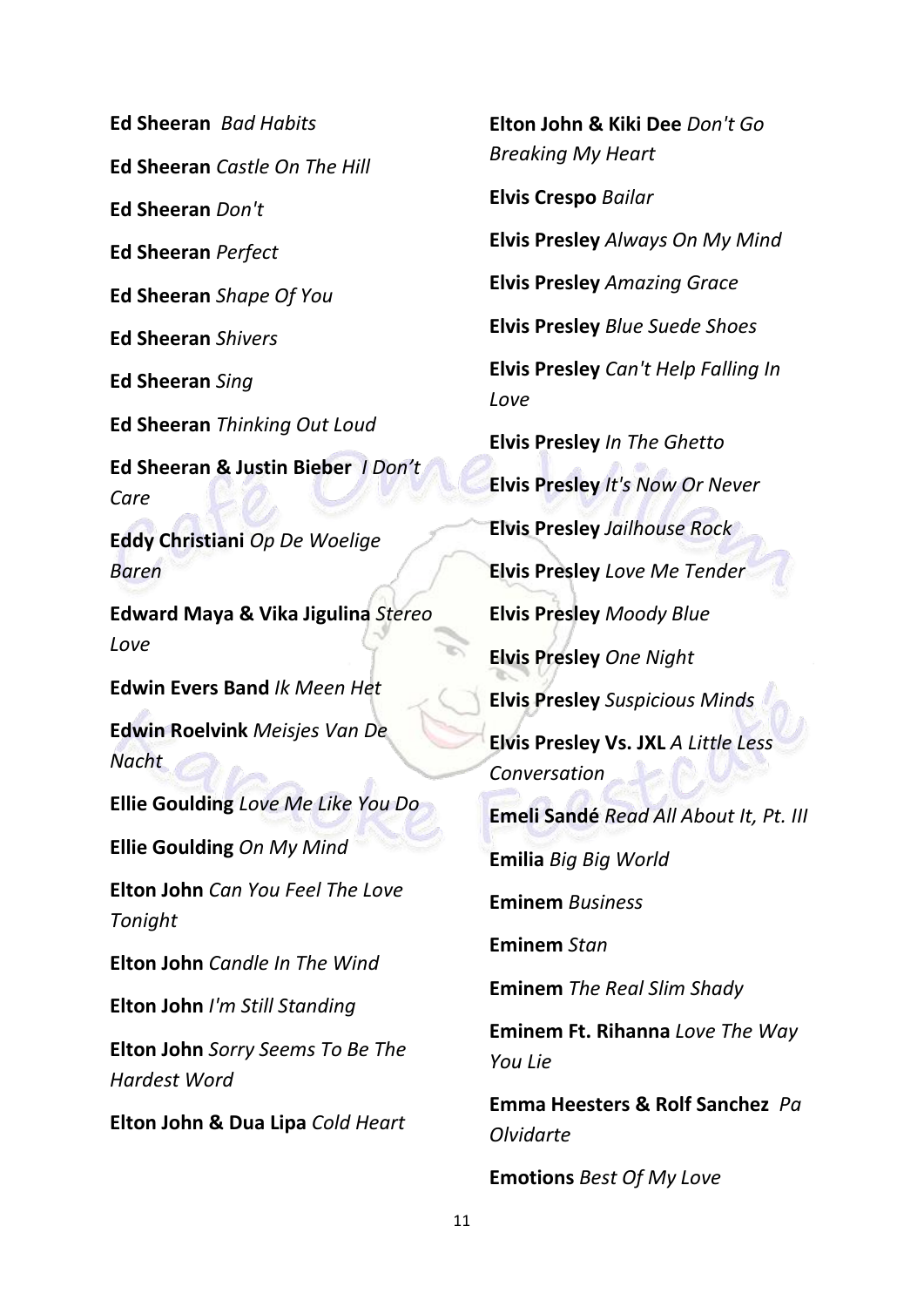**Ed Sheeran** *Bad Habits*

**Ed Sheeran** *Castle On The Hill*

**Ed Sheeran** *Don't*

**Ed Sheeran** *Perfect*

**Ed Sheeran** *Shape Of You*

**Ed Sheeran** *Shivers*

**Ed Sheeran** *Sing*

**Ed Sheeran** *Thinking Out Loud*

**Ed Sheeran & Justin Bieber** *I Don't Care*

**Eddy Christiani** *Op De Woelige Baren*

**Edward Maya & Vika Jigulina** *Stereo Love*

**Edwin Evers Band** *Ik Meen Het*

**Edwin Roelvink** *Meisjes Van De Nacht*

**Ellie Goulding** *Love Me Like You Do*

**Ellie Goulding** *On My Mind*

**Elton John** *Can You Feel The Love Tonight*

**Elton John** *Candle In The Wind*

**Elton John** *I'm Still Standing*

**Elton John** *Sorry Seems To Be The Hardest Word*

**Elton John & Dua Lipa** *Cold Heart*

**Elton John & Kiki Dee** *Don't Go Breaking My Heart*

**Elvis Crespo** *Bailar*

**Elvis Presley** *Always On My Mind*

**Elvis Presley** *Amazing Grace*

**Elvis Presley** *Blue Suede Shoes*

**Elvis Presley** *Can't Help Falling In Love*

**Elvis Presley** *In The Ghetto*

**Elvis Presley** *It's Now Or Never*

**Elvis Presley** *Jailhouse Rock*

**Elvis Presley** *Love Me Tender*

**Elvis Presley** *Moody Blue*

**Elvis Presley** *One Night*

**Elvis Presley** *Suspicious Minds*

**Elvis Presley Vs. JXL** *A Little Less Conversation*

**Emeli Sandé** *Read All About It, Pt. III*

**Emilia** *Big Big World*

**Eminem** *Business*

**Eminem** *Stan*

**Eminem** *The Real Slim Shady*

**Eminem Ft. Rihanna** *Love The Way You Lie*

**Emma Heesters & Rolf Sanchez** *Pa Olvidarte*

**Emotions** *Best Of My Love*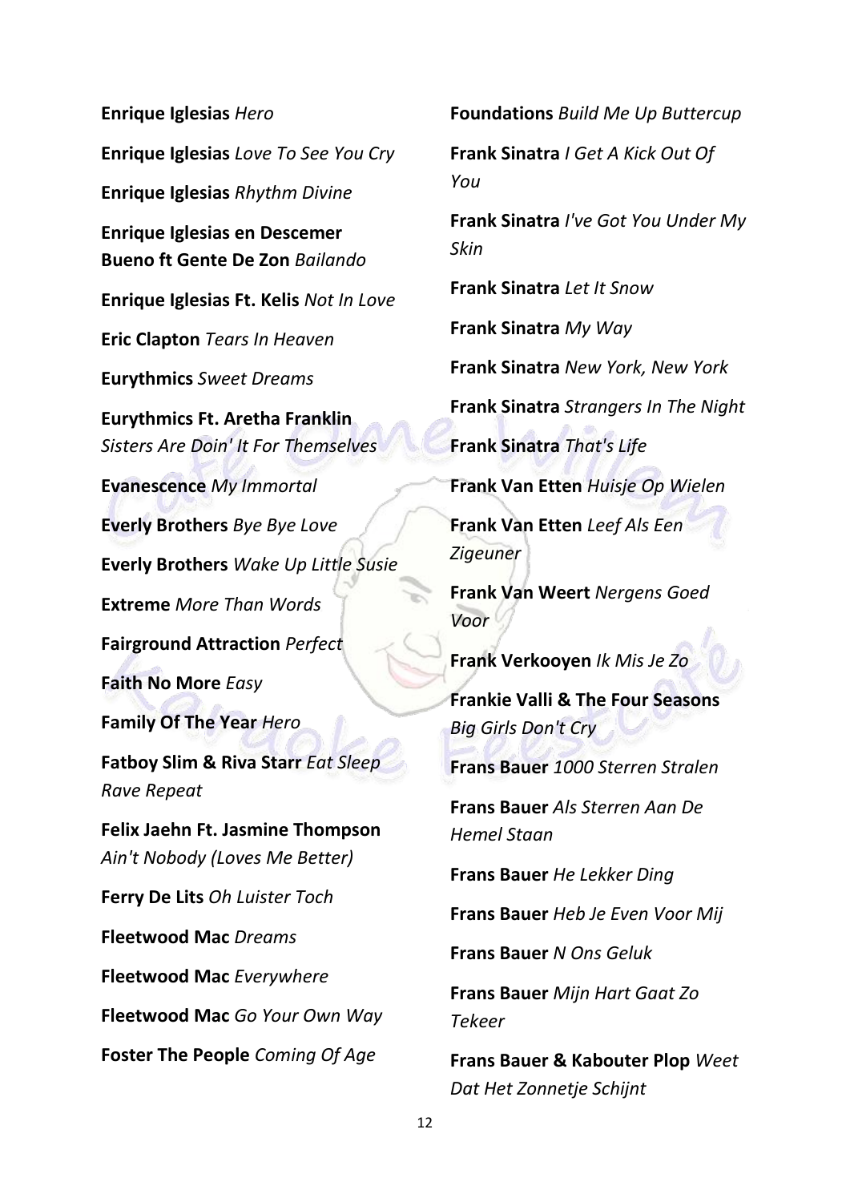**Enrique Iglesias** *Hero*

**Enrique Iglesias** *Love To See You Cry*

**Enrique Iglesias** *Rhythm Divine*

**Enrique Iglesias en Descemer Bueno ft Gente De Zon** *Bailando*

**Enrique Iglesias Ft. Kelis** *Not In Love*

**Eric Clapton** *Tears In Heaven*

**Eurythmics** *Sweet Dreams*

**Eurythmics Ft. Aretha Franklin** *Sisters Are Doin' It For Themselves*

**Evanescence** *My Immortal*

**Everly Brothers** *Bye Bye Love*

**Everly Brothers** *Wake Up Little Susie*

**Extreme** *More Than Words*

**Fairground Attraction** *Perfect*

**Faith No More** *Easy*

**Family Of The Year** *Hero*

**Fatboy Slim & Riva Starr** *Eat Sleep Rave Repeat*

**Felix Jaehn Ft. Jasmine Thompson** *Ain't Nobody (Loves Me Better)*

**Ferry De Lits** *Oh Luister Toch*

**Fleetwood Mac** *Dreams*

**Fleetwood Mac** *Everywhere*

**Fleetwood Mac** *Go Your Own Way*

**Foster The People** *Coming Of Age*

**Foundations** *Build Me Up Buttercup*

**Frank Sinatra** *I Get A Kick Out Of You*

**Frank Sinatra** *I've Got You Under My Skin*

**Frank Sinatra** *Let It Snow*

**Frank Sinatra** *My Way*

**Frank Sinatra** *New York, New York*

**Frank Sinatra** *Strangers In The Night*

**Frank Sinatra** *That's Life*

**Frank Van Etten** *Huisje Op Wielen*

**Frank Van Etten** *Leef Als Een Zigeuner*

**Frank Van Weert** *Nergens Goed Voor*

**Frank Verkooyen** *Ik Mis Je Zo*

**Frankie Valli & The Four Seasons** *Big Girls Don't Cry*

**Frans Bauer** *1000 Sterren Stralen*

**Frans Bauer** *Als Sterren Aan De Hemel Staan*

**Frans Bauer** *He Lekker Ding*

**Frans Bauer** *Heb Je Even Voor Mij*

**Frans Bauer** *N Ons Geluk*

**Frans Bauer** *Mijn Hart Gaat Zo Tekeer*

**Frans Bauer & Kabouter Plop** *Weet Dat Het Zonnetje Schijnt*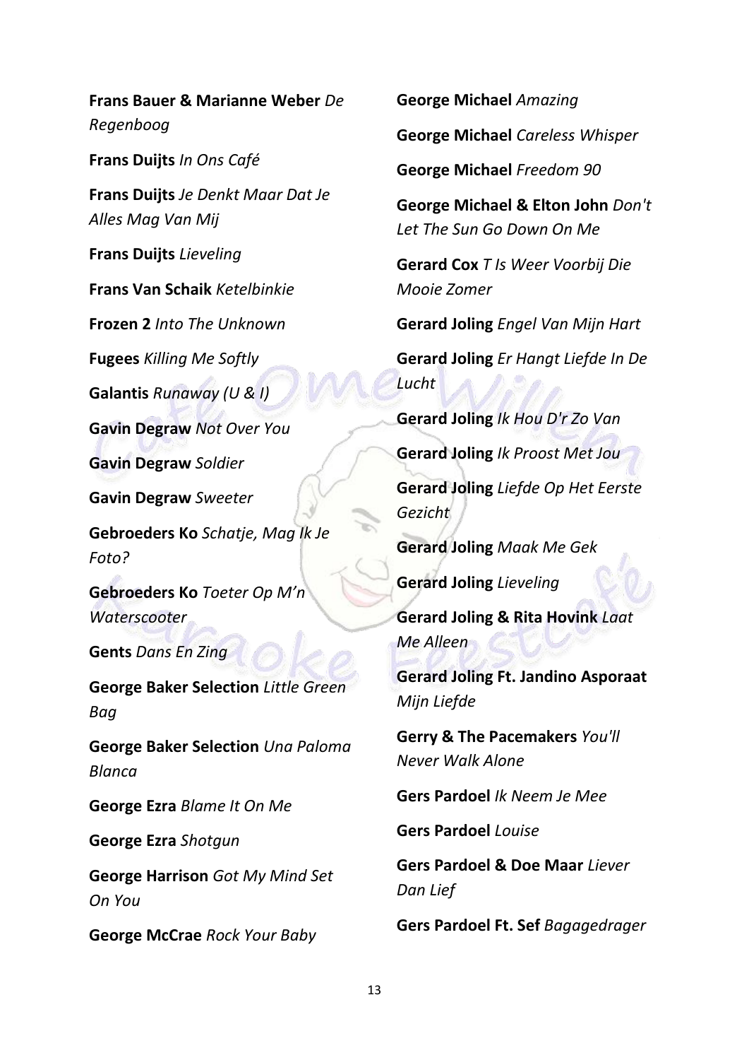**Frans Bauer & Marianne Weber** *De Regenboog*

**Frans Duijts** *In Ons Café*

**Frans Duijts** *Je Denkt Maar Dat Je Alles Mag Van Mij*

**Frans Duijts** *Lieveling*

**Frans Van Schaik** *Ketelbinkie*

**Frozen 2** *Into The Unknown*

**Fugees** *Killing Me Softly*

**Galantis** *Runaway (U & I)*

**Gavin Degraw** *Not Over You*

**Gavin Degraw** *Soldier*

**Gavin Degraw** *Sweeter*

**Gebroeders Ko** *Schatje, Mag Ik Je Foto?*

**Gebroeders Ko** *Toeter Op M'n Waterscooter*

**Gents** *Dans En Zing*

**George Baker Selection** *Little Green Bag*

**George Baker Selection** *Una Paloma Blanca*

**George Ezra** *Blame It On Me*

**George Ezra** *Shotgun*

**George Harrison** *Got My Mind Set On You*

**George McCrae** *Rock Your Baby*

**George Michael** *Amazing*

**George Michael** *Careless Whisper*

**George Michael** *Freedom 90*

**George Michael & Elton John** *Don't Let The Sun Go Down On Me*

**Gerard Cox** *T Is Weer Voorbij Die Mooie Zomer*

**Gerard Joling** *Engel Van Mijn Hart*

**Gerard Joling** *Er Hangt Liefde In De Lucht*

**Gerard Joling** *Ik Hou D'r Zo Van*

**Gerard Joling** *Ik Proost Met Jou*

**Gerard Joling** *Liefde Op Het Eerste Gezicht*

**Gerard Joling** *Maak Me Gek*

**Gerard Joling** *Lieveling*

**Gerard Joling & Rita Hovink** *Laat Me Alleen*

**Gerard Joling Ft. Jandino Asporaat** *Mijn Liefde*

**Gerry & The Pacemakers** *You'll Never Walk Alone*

**Gers Pardoel** *Ik Neem Je Mee*

**Gers Pardoel** *Louise*

**Gers Pardoel & Doe Maar** *Liever Dan Lief*

**Gers Pardoel Ft. Sef** *Bagagedrager*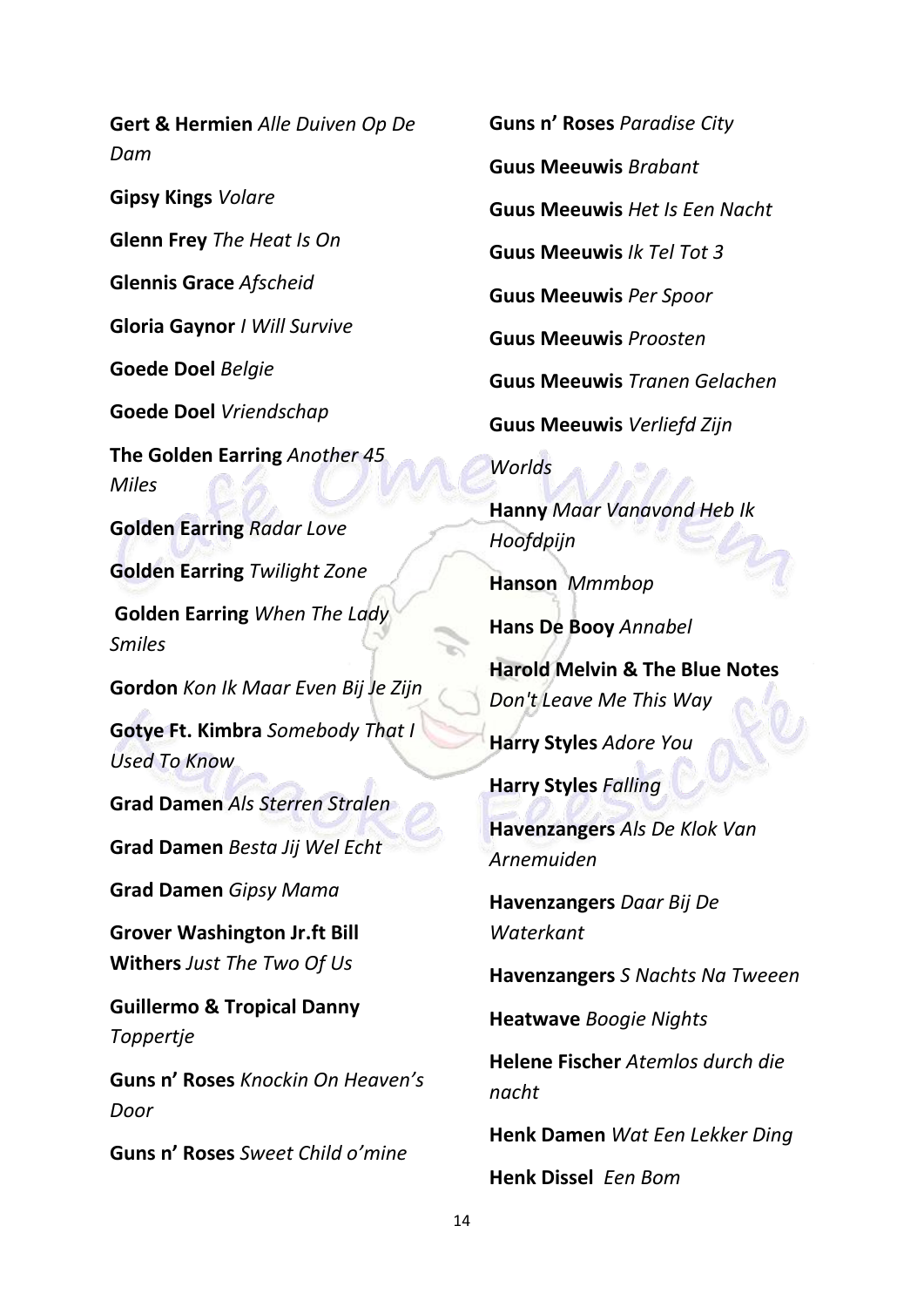**Gert & Hermien** *Alle Duiven Op De Dam*

**Gipsy Kings** *Volare*

**Glenn Frey** *The Heat Is On*

**Glennis Grace** *Afscheid*

**Gloria Gaynor** *I Will Survive*

**Goede Doel** *Belgie*

**Goede Doel** *Vriendschap*

**The Golden Earring** *Another 45 Miles*

**Golden Earring** *Radar Love*

**Golden Earring** *Twilight Zone*

**Golden Earring** *When The Lady Smiles*

**Gordon** *Kon Ik Maar Even Bij Je Zijn*

**Gotye Ft. Kimbra** *Somebody That I Used To Know*

**Grad Damen** *Als Sterren Stralen*

**Grad Damen** *Besta Jij Wel Echt*

**Grad Damen** *Gipsy Mama*

**Grover Washington Jr.ft Bill Withers** *Just The Two Of Us*

**Guillermo & Tropical Danny** *Toppertje*

**Guns n' Roses** *Knockin On Heaven's Door*

**Guns n' Roses** *Sweet Child o'mine*

**Guns n' Roses** *Paradise City*

**Guus Meeuwis** *Brabant*

**Guus Meeuwis** *Het Is Een Nacht*

**Guus Meeuwis** *Ik Tel Tot 3*

**Guus Meeuwis** *Per Spoor*

**Guus Meeuwis** *Proosten*

**Guus Meeuwis** *Tranen Gelachen*

**Guus Meeuwis** *Verliefd Zijn*

*Worlds*

**Hanny** *Maar Vanavond Heb Ik Hoofdpijn*

**Hanson** *Mmmbop*

**Hans De Booy** *Annabel*

**Harold Melvin & The Blue Notes** *Don't Leave Me This Way*

**Harry Styles** *Adore You*

**Harry Styles** *Falling*

**Havenzangers** *Als De Klok Van Arnemuiden*

**Havenzangers** *Daar Bij De Waterkant*

**Havenzangers** *S Nachts Na Tweeen*

**Heatwave** *Boogie Nights*

**Helene Fischer** *Atemlos durch die nacht*

**Henk Damen** *Wat Een Lekker Ding*

**Henk Dissel** *Een Bom*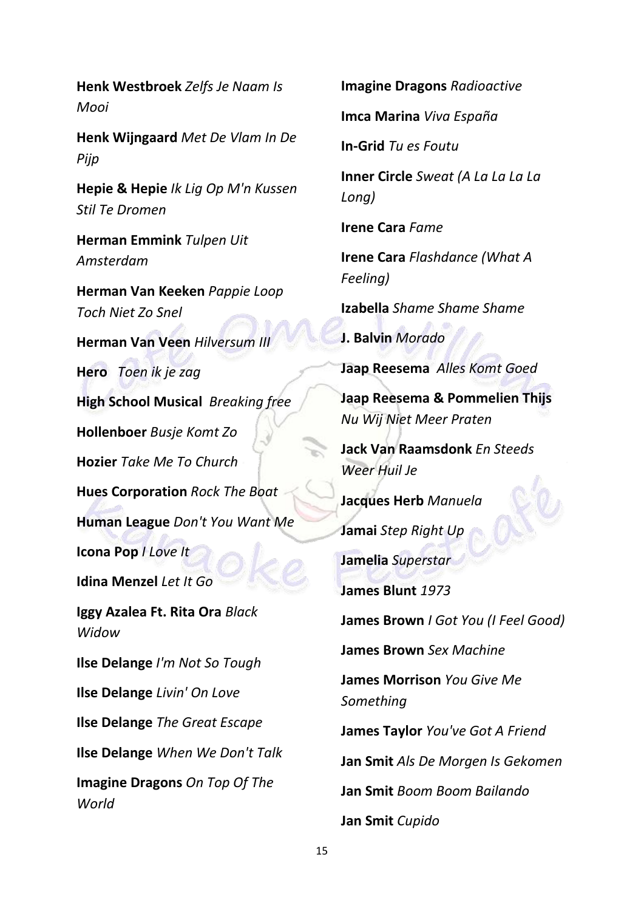**Henk Westbroek** *Zelfs Je Naam Is Mooi*

**Henk Wijngaard** *Met De Vlam In De Pijp*

**Hepie & Hepie** *Ik Lig Op M'n Kussen Stil Te Dromen*

**Herman Emmink** *Tulpen Uit Amsterdam*

**Herman Van Keeken** *Pappie Loop Toch Niet Zo Snel*

**Herman Van Veen** *Hilversum III*

**Hero** *Toen ik je zag*

**High School Musical** *Breaking free*

**Hollenboer** *Busje Komt Zo*

**Hozier** *Take Me To Church*

**Hues Corporation** *Rock The Boat*

**Human League** *Don't You Want Me*

**Icona Pop** *I Love It*

**Idina Menzel** *Let It Go*

**Iggy Azalea Ft. Rita Ora** *Black Widow*

**Ilse Delange** *I'm Not So Tough*

**Ilse Delange** *Livin' On Love*

**Ilse Delange** *The Great Escape*

**Ilse Delange** *When We Don't Talk*

**Imagine Dragons** *On Top Of The World*

**Imagine Dragons** *Radioactive*

**Imca Marina** *Viva España*

**In-Grid** *Tu es Foutu*

**Inner Circle** *Sweat (A La La La La Long)*

**Irene Cara** *Fame*

**Irene Cara** *Flashdance (What A Feeling)*

**Izabella** *Shame Shame Shame*

**J. Balvin** *Morado*

**Jaap Reesema** *Alles Komt Goed*

**Jaap Reesema & Pommelien Thijs** *Nu Wij Niet Meer Praten*

**Jack Van Raamsdonk** *En Steeds Weer Huil Je*

**Jacques Herb** *Manuela*

**Jamai** *Step Right Up*

**Jamelia** *Superstar*

**James Blunt** *1973*

**James Brown** *I Got You (I Feel Good)*

**James Brown** *Sex Machine*

**James Morrison** *You Give Me Something*

**James Taylor** *You've Got A Friend*

**Jan Smit** *Als De Morgen Is Gekomen*

**Jan Smit** *Boom Boom Bailando*

**Jan Smit** *Cupido*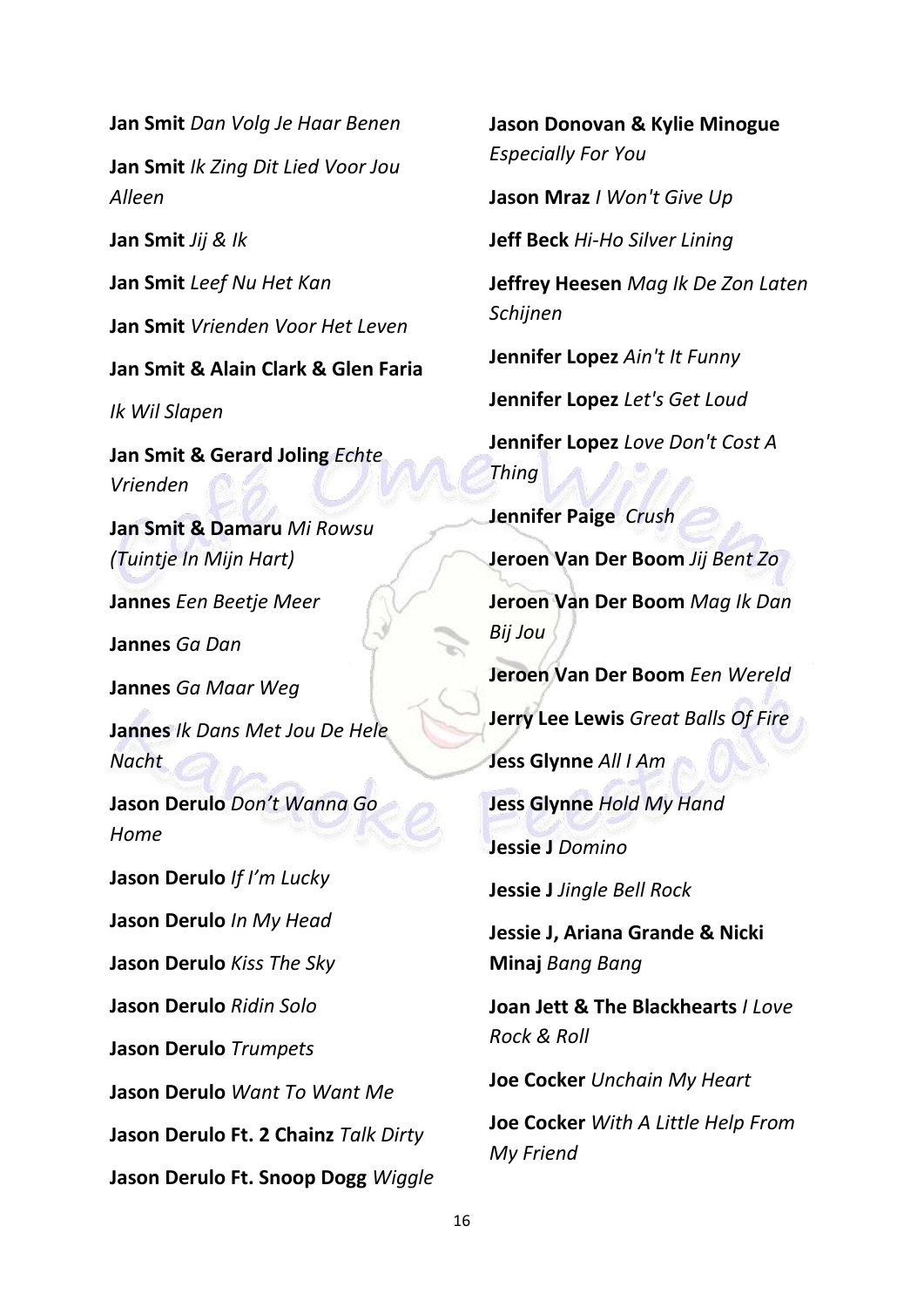**Jan Smit** *Dan Volg Je Haar Benen*

**Jan Smit** *Ik Zing Dit Lied Voor Jou Alleen*

**Jan Smit** *Jij & Ik*

**Jan Smit** *Leef Nu Het Kan*

**Jan Smit** *Vrienden Voor Het Leven*

**Jan Smit & Alain Clark & Glen Faria** *Ik Wil Slapen*

**Jan Smit & Gerard Joling** *Echte Vrienden*

**Jan Smit & Damaru** *Mi Rowsu (Tuintje In Mijn Hart)*

**Jannes** *Een Beetje Meer*

**Jannes** *Ga Dan*

**Jannes** *Ga Maar Weg*

**Jannes** *Ik Dans Met Jou De Hele Nacht*

**Jason Derulo** *Don't Wanna Go Home*

**Jason Derulo** *If I'm Lucky*

**Jason Derulo** *In My Head*

**Jason Derulo** *Kiss The Sky*

**Jason Derulo** *Ridin Solo*

**Jason Derulo** *Trumpets*

**Jason Derulo** *Want To Want Me*

**Jason Derulo Ft. 2 Chainz** *Talk Dirty*

**Jason Derulo Ft. Snoop Dogg** *Wiggle*

**Jason Donovan & Kylie Minogue** *Especially For You*

**Jason Mraz** *I Won't Give Up*

**Jeff Beck** *Hi-Ho Silver Lining*

**Jeffrey Heesen** *Mag Ik De Zon Laten Schijnen*

**Jennifer Lopez** *Ain't It Funny*

**Jennifer Lopez** *Let's Get Loud*

**Jennifer Lopez** *Love Don't Cost A Thing*

**Jennifer Paige** *Crush*

**Jeroen Van Der Boom** *Jij Bent Zo*

**Jeroen Van Der Boom** *Mag Ik Dan Bij Jou*

**Jeroen Van Der Boom** *Een Wereld*

**Jerry Lee Lewis** *Great Balls Of Fire*

**Jess Glynne** *All I Am*

**Jess Glynne** *Hold My Hand*

**Jessie J** *Domino*

**Jessie J** *Jingle Bell Rock*

**Jessie J, Ariana Grande & Nicki Minaj** *Bang Bang*

**Joan Jett & The Blackhearts** *I Love Rock & Roll*

**Joe Cocker** *Unchain My Heart*

**Joe Cocker** *With A Little Help From My Friend*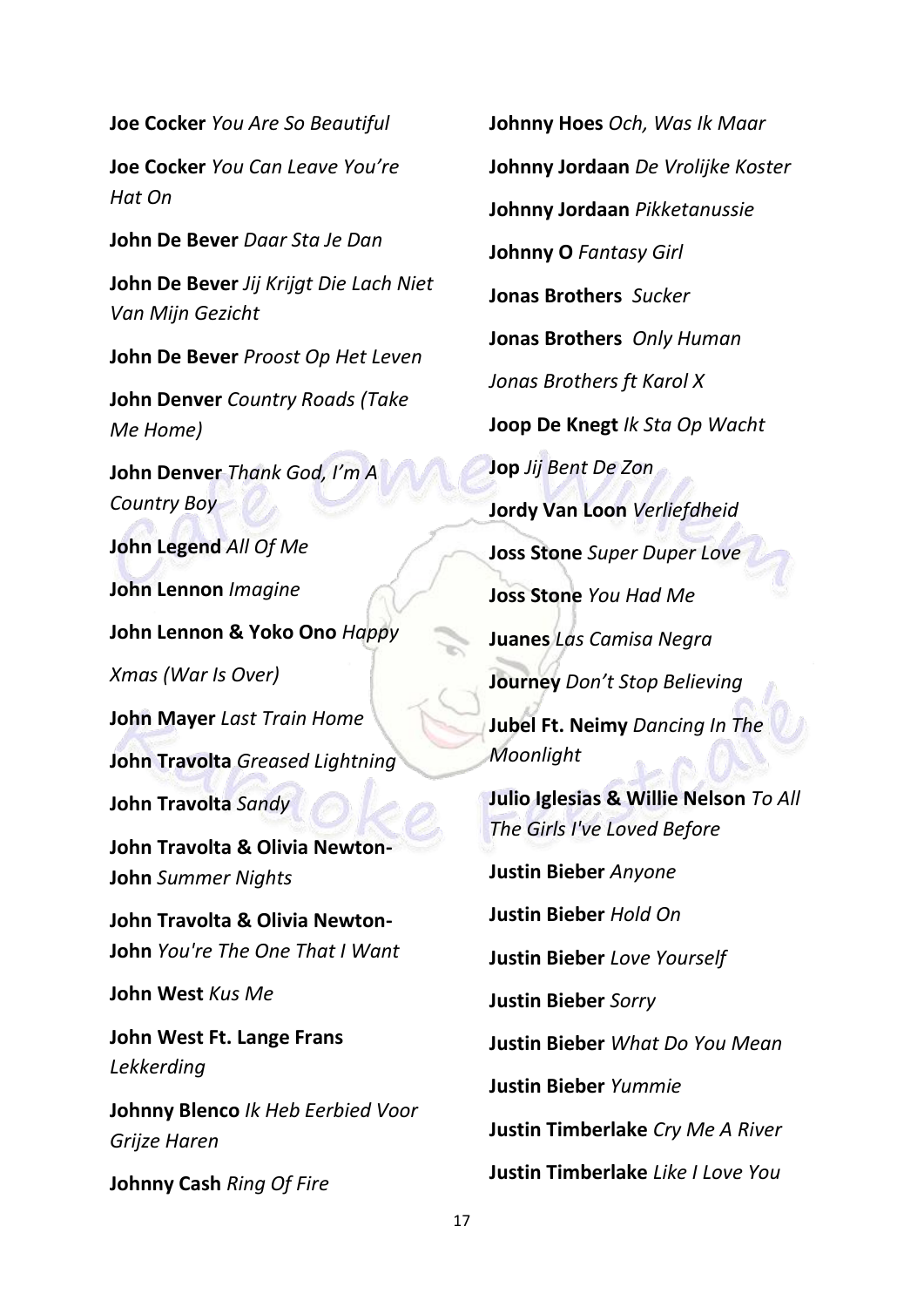**Joe Cocker** *You Are So Beautiful*

**Joe Cocker** *You Can Leave You're Hat On*

**John De Bever** *Daar Sta Je Dan*

**John De Bever** *Jij Krijgt Die Lach Niet Van Mijn Gezicht*

**John De Bever** *Proost Op Het Leven*

**John Denver** *Country Roads (Take Me Home)*

**John Denver** *Thank God, I'm A Country Boy*

**John Legend** *All Of Me*

**John Lennon** *Imagine*

**John Lennon & Yoko Ono** *Happy Xmas (War Is Over)*

**John Mayer** *Last Train Home*

**John Travolta** *Greased Lightning*

**John Travolta** *Sandy*

**John Travolta & Olivia Newton-John** *Summer Nights*

**John Travolta & Olivia Newton-John** *You're The One That I Want*

**John West** *Kus Me*

**John West Ft. Lange Frans** *Lekkerding*

**Johnny Blenco** *Ik Heb Eerbied Voor Grijze Haren*

**Johnny Cash** *Ring Of Fire*

**Johnny Hoes** *Och, Was Ik Maar*

**Johnny Jordaan** *De Vrolijke Koster*

**Johnny Jordaan** *Pikketanussie*

**Johnny O** *Fantasy Girl*

**Jonas Brothers** *Sucker*

**Jonas Brothers** *Only Human*

*Jonas Brothers ft Karol X*

**Joop De Knegt** *Ik Sta Op Wacht*

**Jop** *Jij Bent De Zon*

**Jordy Van Loon** *Verliefdheid*

**Joss Stone** *Super Duper Love*

**Joss Stone** *You Had Me*

**Juanes** *Las Camisa Negra*

**Journey** *Don't Stop Believing*

**Jubel Ft. Neimy** *Dancing In The Moonlight*

**Julio Iglesias & Willie Nelson** *To All The Girls I've Loved Before*

**Justin Bieber** *Anyone*

**Justin Bieber** *Hold On*

**Justin Bieber** *Love Yourself*

**Justin Bieber** *Sorry*

**Justin Bieber** *What Do You Mean*

**Justin Bieber** *Yummie*

**Justin Timberlake** *Cry Me A River*

**Justin Timberlake** *Like I Love You*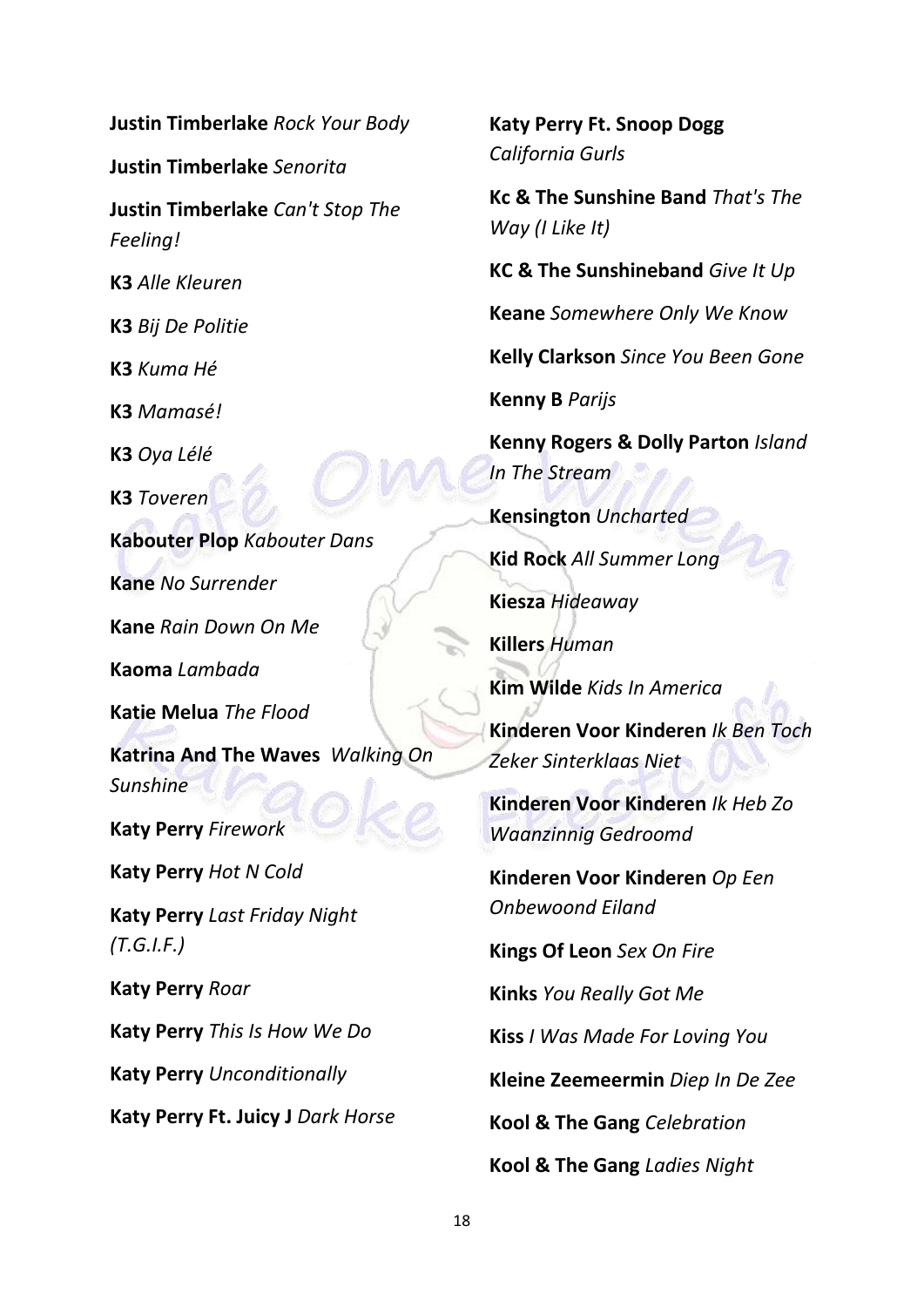**Justin Timberlake** *Rock Your Body*

**Justin Timberlake** *Senorita*

**Justin Timberlake** *Can't Stop The Feeling!*

**K3** *Alle Kleuren*

**K3** *Bij De Politie*

**K3** *Kuma Hé*

**K3** *Mamasé!*

**K3** *Oya Lélé*

**K3** *Toveren*

**Kabouter Plop** *Kabouter Dans*

**Kane** *No Surrender*

**Kane** *Rain Down On Me*

**Kaoma** *Lambada*

**Katie Melua** *The Flood*

**Katrina And The Waves** *Walking On Sunshine*

**Katy Perry** *Firework*

**Katy Perry** *Hot N Cold*

**Katy Perry** *Last Friday Night (T.G.I.F.)*

**Katy Perry** *Roar*

**Katy Perry** *This Is How We Do*

**Katy Perry** *Unconditionally*

**Katy Perry Ft. Juicy J** *Dark Horse*

**Katy Perry Ft. Snoop Dogg** *California Gurls*

**Kc & The Sunshine Band** *That's The Way (I Like It)*

**KC & The Sunshineband** *Give It Up*

**Keane** *Somewhere Only We Know*

**Kelly Clarkson** *Since You Been Gone*

**Kenny B** *Parijs*

**Kenny Rogers & Dolly Parton** *Island In The Stream*

**Kensington** *Uncharted*

**Kid Rock** *All Summer Long*

**Kiesza** *Hideaway*

**Killers** *Human*

**Kim Wilde** *Kids In America*

**Kinderen Voor Kinderen** *Ik Ben Toch Zeker Sinterklaas Niet*

**Kinderen Voor Kinderen** *Ik Heb Zo Waanzinnig Gedroomd*

**Kinderen Voor Kinderen** *Op Een Onbewoond Eiland*

**Kings Of Leon** *Sex On Fire*

**Kinks** *You Really Got Me*

**Kiss** *I Was Made For Loving You*

**Kleine Zeemeermin** *Diep In De Zee*

**Kool & The Gang** *Celebration*

**Kool & The Gang** *Ladies Night*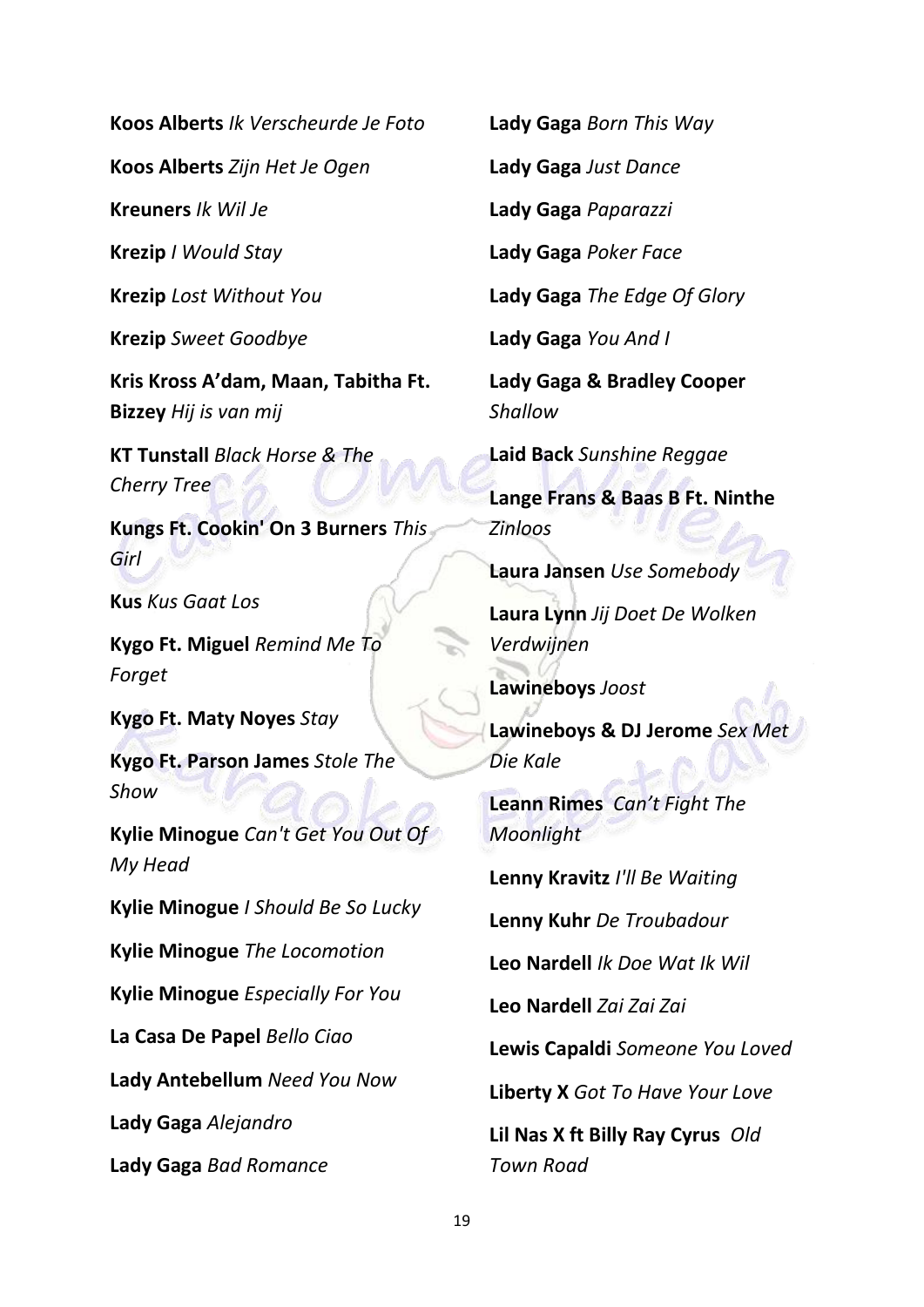**Koos Alberts** *Ik Verscheurde Je Foto*

**Koos Alberts** *Zijn Het Je Ogen*

**Kreuners** *Ik Wil Je*

**Krezip** *I Would Stay*

**Krezip** *Lost Without You*

**Krezip** *Sweet Goodbye*

**Kris Kross A'dam, Maan, Tabitha Ft. Bizzey** *Hij is van mij*

**KT Tunstall** *Black Horse & The Cherry Tree*

**Kungs Ft. Cookin' On 3 Burners** *This Girl*

**Kus** *Kus Gaat Los*

**Kygo Ft. Miguel** *Remind Me To Forget*

**Kygo Ft. Maty Noyes** *Stay*

**Kygo Ft. Parson James** *Stole The Show*

**Kylie Minogue** *Can't Get You Out Of My Head*

**Kylie Minogue** *I Should Be So Lucky*

**Kylie Minogue** *The Locomotion*

**Kylie Minogue** *Especially For You*

**La Casa De Papel** *Bello Ciao*

**Lady Antebellum** *Need You Now*

**Lady Gaga** *Alejandro*

**Lady Gaga** *Bad Romance*

**Lady Gaga** *Born This Way*

**Lady Gaga** *Just Dance*

**Lady Gaga** *Paparazzi*

**Lady Gaga** *Poker Face*

**Lady Gaga** *The Edge Of Glory*

**Lady Gaga** *You And I*

**Lady Gaga & Bradley Cooper** *Shallow*

**Laid Back** *Sunshine Reggae*

**Lange Frans & Baas B Ft. Ninthe** *Zinloos*

**Laura Jansen** *Use Somebody*

**Laura Lynn** *Jij Doet De Wolken Verdwijnen*

**Lawineboys** *Joost*

**Lawineboys & DJ Jerome** *Sex Met Die Kale*

**Leann Rimes** *Can't Fight The Moonlight*

**Lenny Kravitz** *I'll Be Waiting*

**Lenny Kuhr** *De Troubadour*

**Leo Nardell** *Ik Doe Wat Ik Wil*

**Leo Nardell** *Zai Zai Zai*

**Lewis Capaldi** *Someone You Loved*

**Liberty X** *Got To Have Your Love*

**Lil Nas X ft Billy Ray Cyrus** *Old Town Road*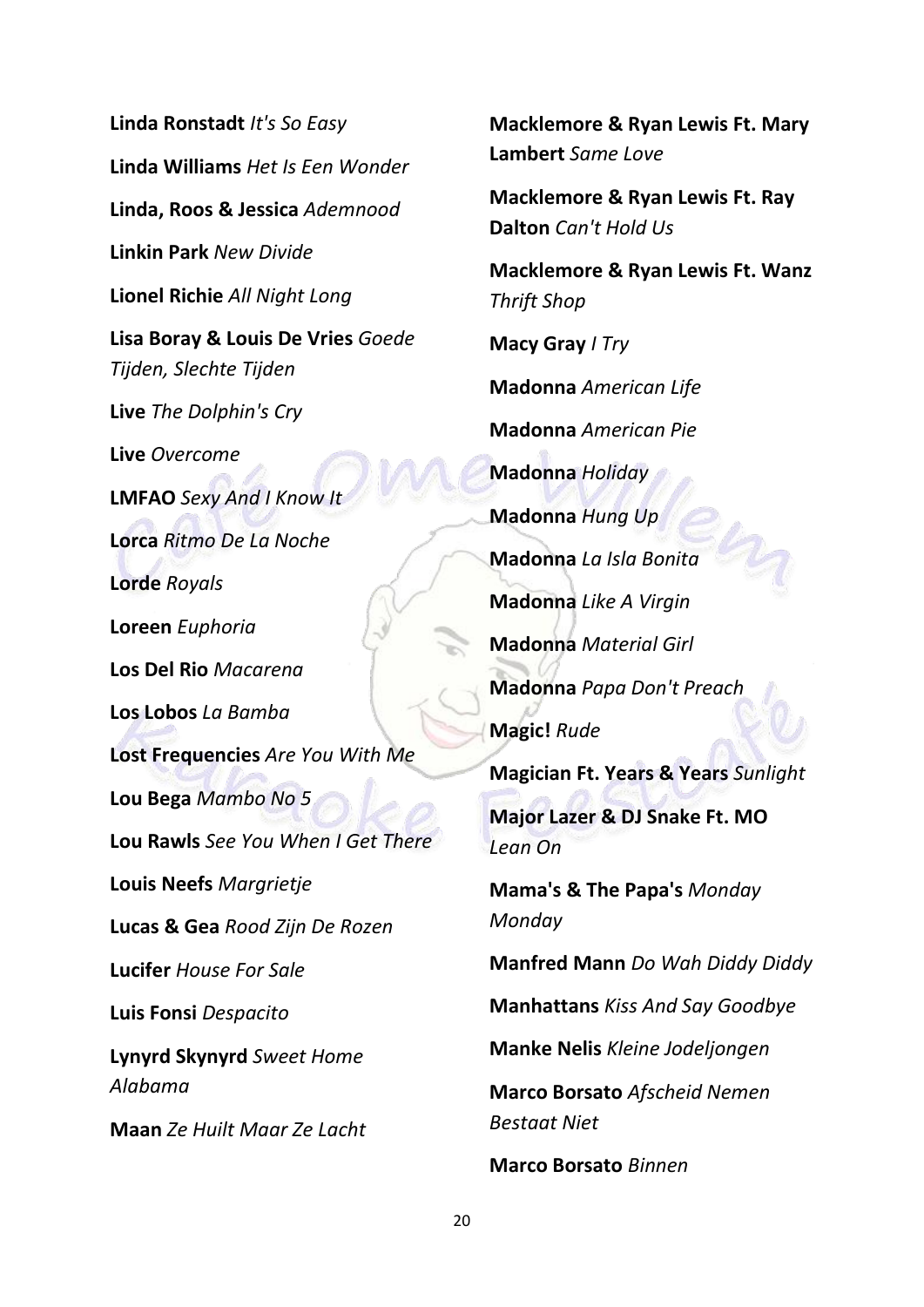**Linda Ronstadt** *It's So Easy*

**Linda Williams** *Het Is Een Wonder*

**Linda, Roos & Jessica** *Ademnood*

**Linkin Park** *New Divide*

**Lionel Richie** *All Night Long*

**Lisa Boray & Louis De Vries** *Goede Tijden, Slechte Tijden*

**Live** *The Dolphin's Cry*

**Live** *Overcome*

**LMFAO** *Sexy And I Know It*

**Lorca** *Ritmo De La Noche*

**Lorde** *Royals*

**Loreen** *Euphoria*

**Los Del Rio** *Macarena*

**Los Lobos** *La Bamba*

**Lost Frequencies** *Are You With Me*

**Lou Bega** *Mambo No 5*

**Lou Rawls** *See You When I Get There*

**Louis Neefs** *Margrietje*

**Lucas & Gea** *Rood Zijn De Rozen*

**Lucifer** *House For Sale*

**Luis Fonsi** *Despacito*

**Lynyrd Skynyrd** *Sweet Home Alabama*

**Maan** *Ze Huilt Maar Ze Lacht*

**Macklemore & Ryan Lewis Ft. Mary Lambert** *Same Love*

**Macklemore & Ryan Lewis Ft. Ray Dalton** *Can't Hold Us*

**Macklemore & Ryan Lewis Ft. Wanz** *Thrift Shop*

**Macy Gray** *I Try*

**Madonna** *American Life*

**Madonna** *American Pie*

**Madonna** *Holiday*

**Madonna** *Hung Up*

**Madonna** *La Isla Bonita*

**Madonna** *Like A Virgin*

**Madonna** *Material Girl*

**Madonna** *Papa Don't Preach*

**Magic!** *Rude*

**Magician Ft. Years & Years** *Sunlight*

**Major Lazer & DJ Snake Ft. MO** *Lean On*

**Mama's & The Papa's** *Monday Monday*

**Manfred Mann** *Do Wah Diddy Diddy*

**Manhattans** *Kiss And Say Goodbye*

**Manke Nelis** *Kleine Jodeljongen*

**Marco Borsato** *Afscheid Nemen Bestaat Niet*

**Marco Borsato** *Binnen*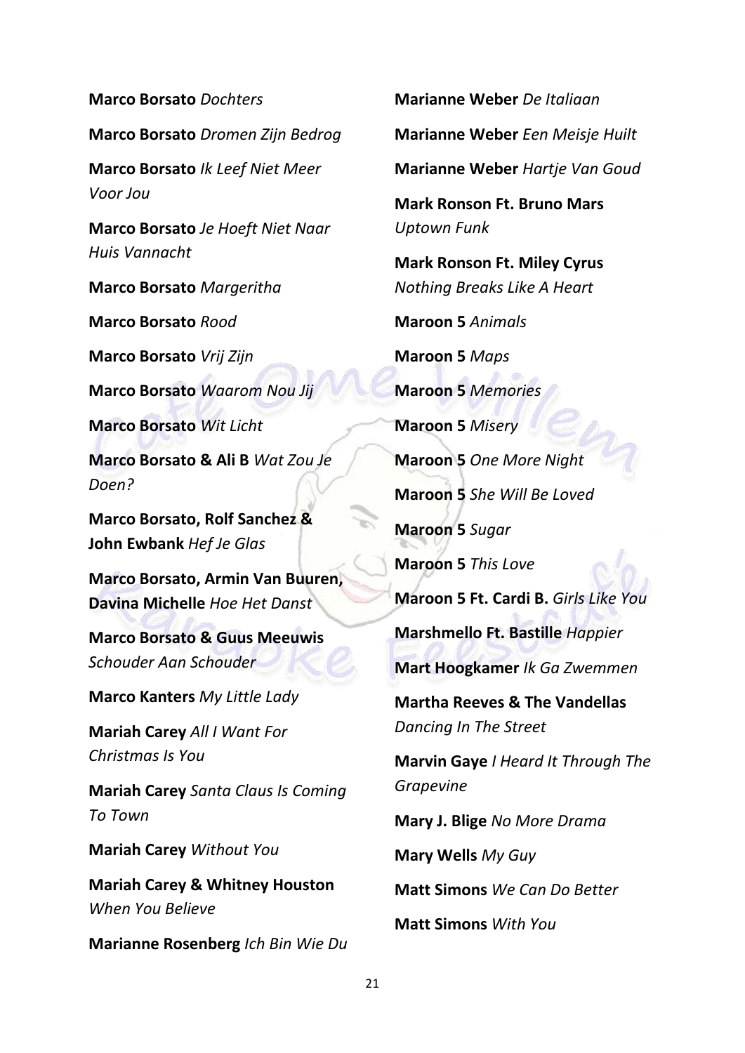**Marco Borsato** *Dochters*

**Marco Borsato** *Dromen Zijn Bedrog*

**Marco Borsato** *Ik Leef Niet Meer Voor Jou*

**Marco Borsato** *Je Hoeft Niet Naar Huis Vannacht*

**Marco Borsato** *Margeritha*

**Marco Borsato** *Rood*

**Marco Borsato** *Vrij Zijn*

**Marco Borsato** *Waarom Nou Jij*

**Marco Borsato** *Wit Licht*

**Marco Borsato & Ali B** *Wat Zou Je Doen?*

**Marco Borsato, Rolf Sanchez & John Ewbank** *Hef Je Glas*

**Marco Borsato, Armin Van Buuren, Davina Michelle** *Hoe Het Danst*

**Marco Borsato & Guus Meeuwis** *Schouder Aan Schouder*

**Marco Kanters** *My Little Lady*

**Mariah Carey** *All I Want For Christmas Is You*

**Mariah Carey** *Santa Claus Is Coming To Town*

**Mariah Carey** *Without You*

**Mariah Carey & Whitney Houston** *When You Believe*

**Marianne Rosenberg** *Ich Bin Wie Du*

**Marianne Weber** *De Italiaan*

**Marianne Weber** *Een Meisje Huilt*

**Marianne Weber** *Hartje Van Goud*

**Mark Ronson Ft. Bruno Mars** *Uptown Funk*

**Mark Ronson Ft. Miley Cyrus** *Nothing Breaks Like A Heart*

**Maroon 5** *Animals*

**Maroon 5** *Maps*

**Maroon 5** *Memories*

**Maroon 5** *Misery*

**Maroon 5** *One More Night*

**Maroon 5** *She Will Be Loved*

**Maroon 5** *Sugar*

**Maroon 5** *This Love*

**Maroon 5 Ft. Cardi B.** *Girls Like You*

**Marshmello Ft. Bastille** *Happier*

**Mart Hoogkamer** *Ik Ga Zwemmen*

**Martha Reeves & The Vandellas** *Dancing In The Street*

**Marvin Gaye** *I Heard It Through The Grapevine*

**Mary J. Blige** *No More Drama*

**Mary Wells** *My Guy*

**Matt Simons** *We Can Do Better*

**Matt Simons** *With You*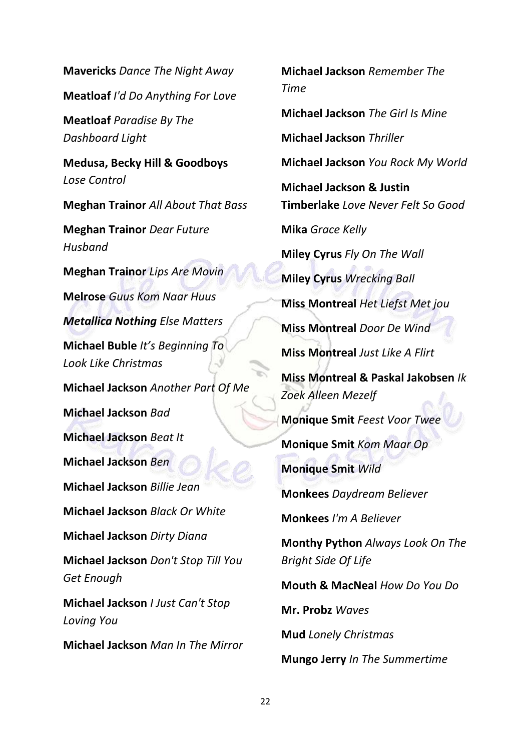**Mavericks** *Dance The Night Away*

**Meatloaf** *I'd Do Anything For Love*

**Meatloaf** *Paradise By The Dashboard Light*

**Medusa, Becky Hill & Goodboys** *Lose Control*

**Meghan Trainor** *All About That Bass*

**Meghan Trainor** *Dear Future Husband*

**Meghan Trainor** *Lips Are Movin*

**Melrose** *Guus Kom Naar Huus*

***Metallica Nothing*** *Else Matters*

**Michael Buble** *It's Beginning To Look Like Christmas*

**Michael Jackson** *Another Part Of Me*

**Michael Jackson** *Bad*

**Michael Jackson** *Beat It*

**Michael Jackson** *Ben*

**Michael Jackson** *Billie Jean*

**Michael Jackson** *Black Or White*

**Michael Jackson** *Dirty Diana*

**Michael Jackson** *Don't Stop Till You Get Enough*

**Michael Jackson** *I Just Can't Stop Loving You*

**Michael Jackson** *Man In The Mirror*

**Michael Jackson** *Remember The Time*

**Michael Jackson** *The Girl Is Mine*

**Michael Jackson** *Thriller*

**Michael Jackson** *You Rock My World*

**Michael Jackson & Justin Timberlake** *Love Never Felt So Good*

**Mika** *Grace Kelly*

**Miley Cyrus** *Fly On The Wall*

**Miley Cyrus** *Wrecking Ball*

**Miss Montreal** *Het Liefst Met jou*

**Miss Montreal** *Door De Wind*

**Miss Montreal** *Just Like A Flirt*

**Miss Montreal & Paskal Jakobsen** *Ik Zoek Alleen Mezelf*

**Monique Smit** *Feest Voor Twee*

**Monique Smit** *Kom Maar Op*

**Monique Smit** *Wild*

**Monkees** *Daydream Believer*

**Monkees** *I'm A Believer*

**Monthy Python** *Always Look On The Bright Side Of Life*

**Mouth & MacNeal** *How Do You Do*

**Mr. Probz** *Waves*

**Mud** *Lonely Christmas*

**Mungo Jerry** *In The Summertime*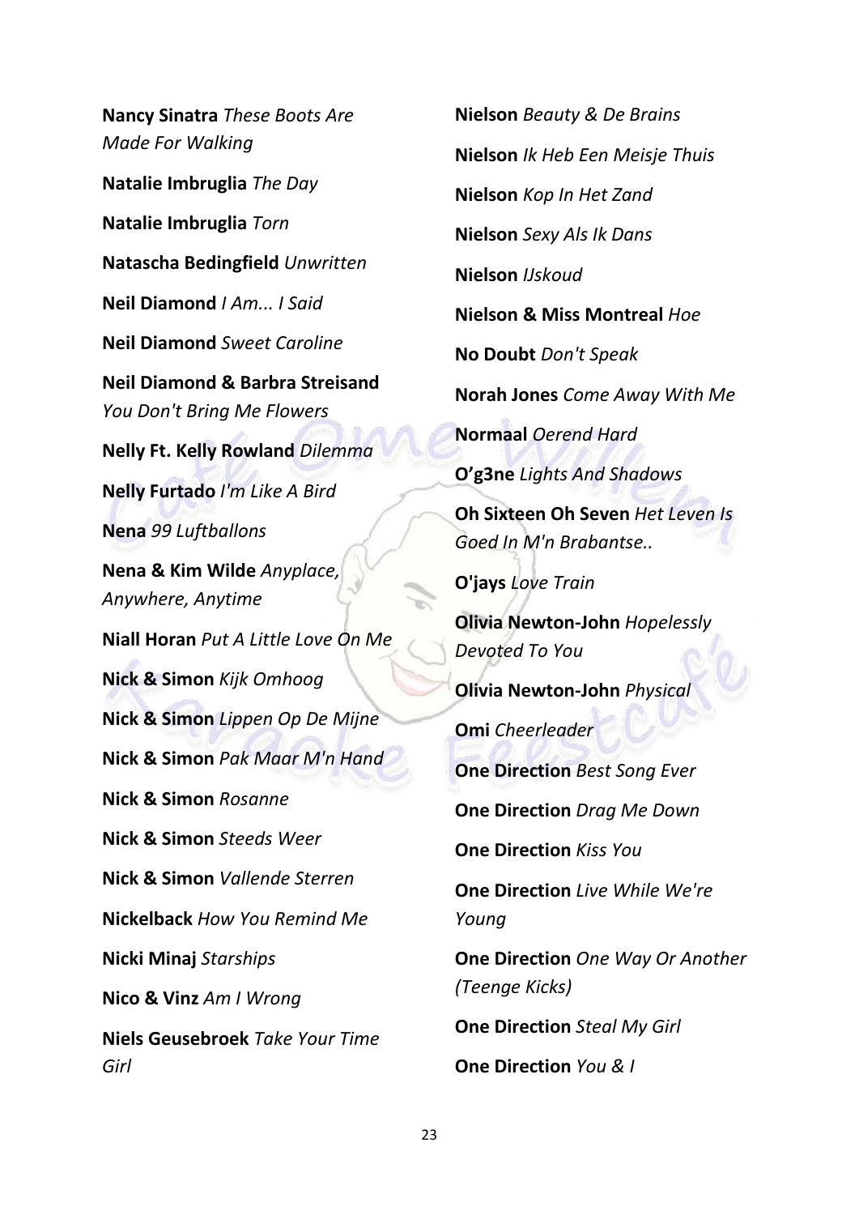**Nancy Sinatra** *These Boots Are Made For Walking*

**Natalie Imbruglia** *The Day*

**Natalie Imbruglia** *Torn*

**Natascha Bedingfield** *Unwritten*

**Neil Diamond** *I Am... I Said*

**Neil Diamond** *Sweet Caroline*

**Neil Diamond & Barbra Streisand** *You Don't Bring Me Flowers*

**Nelly Ft. Kelly Rowland** *Dilemma*

**Nelly Furtado** *I'm Like A Bird*

**Nena** *99 Luftballons*

**Nena & Kim Wilde** *Anyplace, Anywhere, Anytime*

**Niall Horan** *Put A Little Love On Me*

**Nick & Simon** *Kijk Omhoog*

**Nick & Simon** *Lippen Op De Mijne*

**Nick & Simon** *Pak Maar M'n Hand*

**Nick & Simon** *Rosanne*

**Nick & Simon** *Steeds Weer*

**Nick & Simon** *Vallende Sterren*

**Nickelback** *How You Remind Me*

**Nicki Minaj** *Starships*

**Nico & Vinz** *Am I Wrong*

**Niels Geusebroek** *Take Your Time Girl*

**Nielson** *Beauty & De Brains*

**Nielson** *Ik Heb Een Meisje Thuis*

**Nielson** *Kop In Het Zand*

**Nielson** *Sexy Als Ik Dans*

**Nielson** *IJskoud*

**Nielson & Miss Montreal** *Hoe*

**No Doubt** *Don't Speak*

**Norah Jones** *Come Away With Me*

**Normaal** *Oerend Hard*

**O'g3ne** *Lights And Shadows*

**Oh Sixteen Oh Seven** *Het Leven Is Goed In M'n Brabantse..*

**O'jays** *Love Train*

**Olivia Newton-John** *Hopelessly Devoted To You*

**Olivia Newton-John** *Physical*

**Omi** *Cheerleader*

**One Direction** *Best Song Ever*

**One Direction** *Drag Me Down*

**One Direction** *Kiss You*

**One Direction** *Live While We're Young*

**One Direction** *One Way Or Another (Teenge Kicks)*

**One Direction** *Steal My Girl*

**One Direction** *You & I*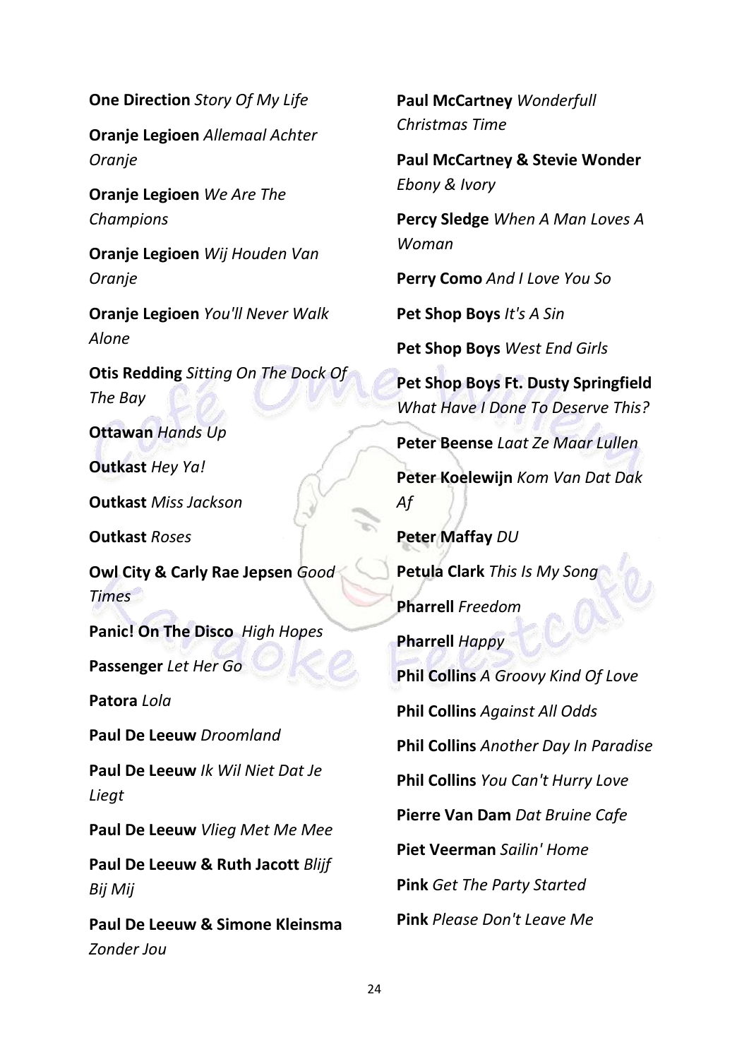**One Direction** *Story Of My Life*

**Oranje Legioen** *Allemaal Achter Oranje*

**Oranje Legioen** *We Are The Champions*

**Oranje Legioen** *Wij Houden Van Oranje*

**Oranje Legioen** *You'll Never Walk Alone*

**Otis Redding** *Sitting On The Dock Of The Bay*

**Ottawan** *Hands Up*

**Outkast** *Hey Ya!*

**Outkast** *Miss Jackson*

**Outkast** *Roses*

**Owl City & Carly Rae Jepsen** *Good Times*

**Panic! On The Disco** *High Hopes*

**Passenger** *Let Her Go*

**Patora** *Lola*

**Paul De Leeuw** *Droomland*

**Paul De Leeuw** *Ik Wil Niet Dat Je Liegt*

**Paul De Leeuw** *Vlieg Met Me Mee*

**Paul De Leeuw & Ruth Jacott** *Blijf Bij Mij*

**Paul De Leeuw & Simone Kleinsma** *Zonder Jou*

**Paul McCartney** *Wonderfull Christmas Time*

**Paul McCartney & Stevie Wonder** *Ebony & Ivory*

**Percy Sledge** *When A Man Loves A Woman*

**Perry Como** *And I Love You So*

**Pet Shop Boys** *It's A Sin*

**Pet Shop Boys** *West End Girls*

**Pet Shop Boys Ft. Dusty Springfield** *What Have I Done To Deserve This?*

**Peter Beense** *Laat Ze Maar Lullen*

**Peter Koelewijn** *Kom Van Dat Dak Af*

**Peter Maffay** *DU*

**Petula Clark** *This Is My Song*

**Pharrell** *Freedom*

**Pharrell** *Happy*

**Phil Collins** *A Groovy Kind Of Love*

**Phil Collins** *Against All Odds*

**Phil Collins** *Another Day In Paradise*

**Phil Collins** *You Can't Hurry Love*

**Pierre Van Dam** *Dat Bruine Cafe*

**Piet Veerman** *Sailin' Home*

**Pink** *Get The Party Started*

**Pink** *Please Don't Leave Me*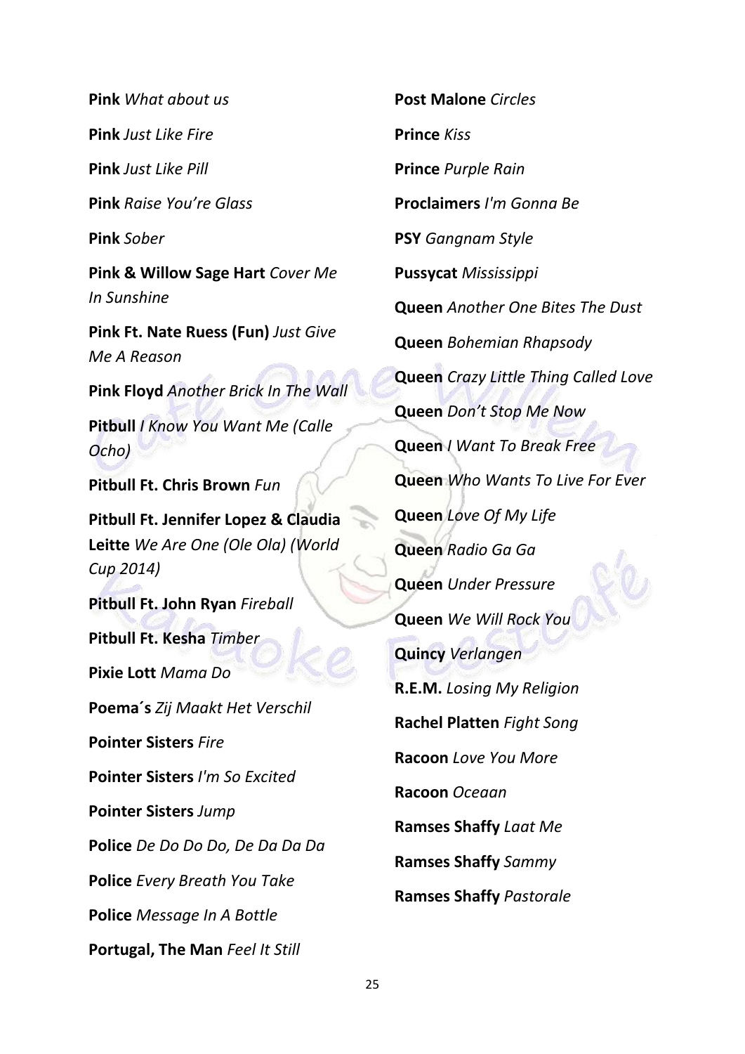**Pink** *What about us*

**Pink** *Just Like Fire*

**Pink** *Just Like Pill*

**Pink** *Raise You're Glass*

**Pink** *Sober*

**Pink & Willow Sage Hart** *Cover Me In Sunshine*

**Pink Ft. Nate Ruess (Fun)** *Just Give Me A Reason*

**Pink Floyd** *Another Brick In The Wall*

**Pitbull** *I Know You Want Me (Calle Ocho)*

**Pitbull Ft. Chris Brown** *Fun*

**Pitbull Ft. Jennifer Lopez & Claudia Leitte** *We Are One (Ole Ola) (World Cup 2014)*

**Pitbull Ft. John Ryan** *Fireball*

**Pitbull Ft. Kesha** *Timber*

**Pixie Lott** *Mama Do*

**Poema´s** *Zij Maakt Het Verschil*

**Pointer Sisters** *Fire*

**Pointer Sisters** *I'm So Excited*

**Pointer Sisters** *Jump*

**Police** *De Do Do Do, De Da Da Da*

**Police** *Every Breath You Take*

**Police** *Message In A Bottle*

**Portugal, The Man** *Feel It Still*

**Post Malone** *Circles*

**Prince** *Kiss*

**Prince** *Purple Rain*

**Proclaimers** *I'm Gonna Be*

**PSY** *Gangnam Style*

**Pussycat** *Mississippi*

**Queen** *Another One Bites The Dust*

**Queen** *Bohemian Rhapsody*

**Queen** *Crazy Little Thing Called Love*

**Queen** *Don't Stop Me Now*

**Queen** *I Want To Break Free*

**Queen** *Who Wants To Live For Ever*

**Queen** *Love Of My Life*

**Queen** *Radio Ga Ga*

**Queen** *Under Pressure*

**Queen** *We Will Rock You*

**Quincy** *Verlangen*

**R.E.M.** *Losing My Religion*

**Rachel Platten** *Fight Song*

**Racoon** *Love You More*

**Racoon** *Oceaan*

**Ramses Shaffy** *Laat Me*

**Ramses Shaffy** *Sammy*

**Ramses Shaffy** *Pastorale*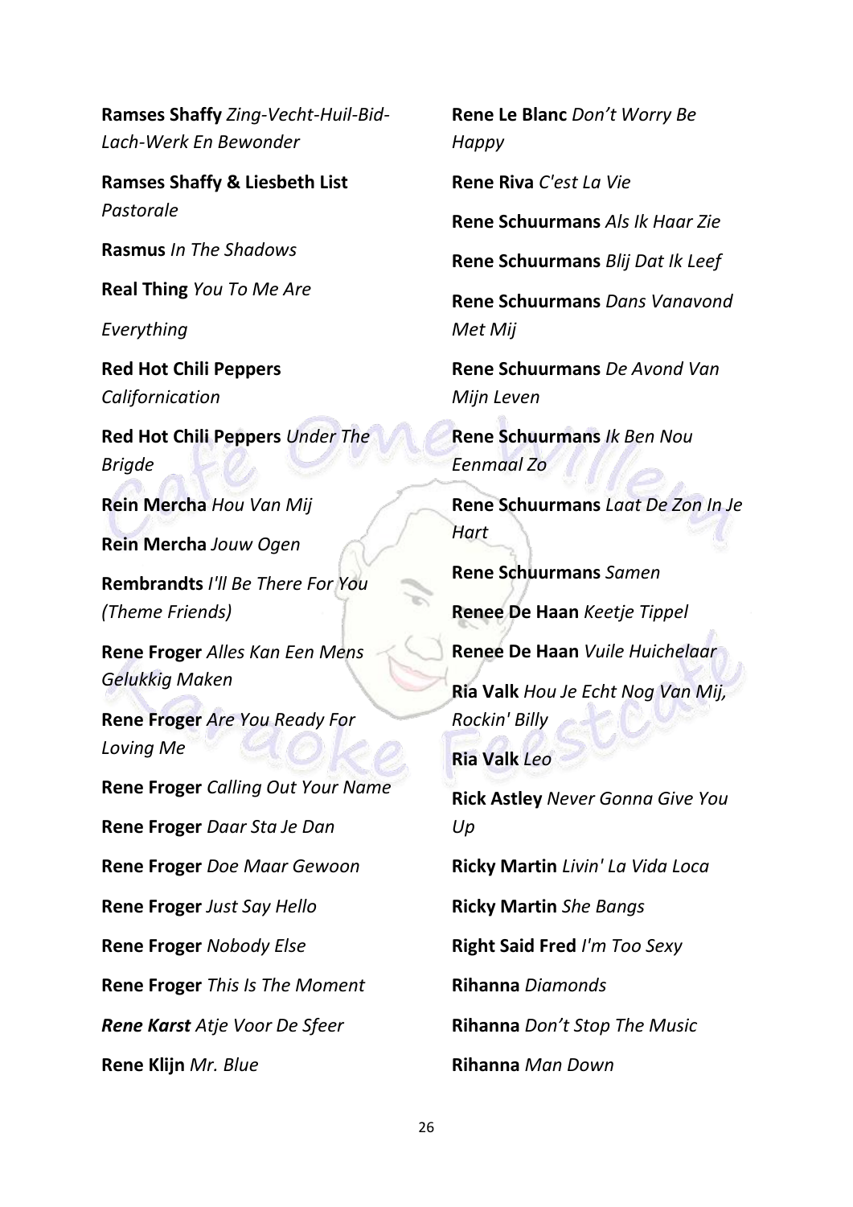**Ramses Shaffy** *Zing-Vecht-Huil-Bid-Lach-Werk En Bewonder*

**Ramses Shaffy & Liesbeth List** *Pastorale*

**Rasmus** *In The Shadows*

**Real Thing** *You To Me Are*

*Everything*

**Red Hot Chili Peppers** *Californication*

**Red Hot Chili Peppers** *Under The Brigde*

**Rein Mercha** *Hou Van Mij*

**Rein Mercha** *Jouw Ogen*

**Rembrandts** *I'll Be There For You (Theme Friends)*

**Rene Froger** *Alles Kan Een Mens Gelukkig Maken*

**Rene Froger** *Are You Ready For Loving Me*

**Rene Froger** *Calling Out Your Name*

**Rene Froger** *Daar Sta Je Dan*

**Rene Froger** *Doe Maar Gewoon*

**Rene Froger** *Just Say Hello*

**Rene Froger** *Nobody Else*

**Rene Froger** *This Is The Moment*

***Rene Karst*** *Atje Voor De Sfeer*

**Rene Klijn** *Mr. Blue*

**Rene Le Blanc** *Don't Worry Be Happy*

**Rene Riva** *C'est La Vie*

**Rene Schuurmans** *Als Ik Haar Zie*

**Rene Schuurmans** *Blij Dat Ik Leef*

**Rene Schuurmans** *Dans Vanavond Met Mij*

**Rene Schuurmans** *De Avond Van Mijn Leven*

**Rene Schuurmans** *Ik Ben Nou Eenmaal Zo*

**Rene Schuurmans** *Laat De Zon In Je Hart*

**Rene Schuurmans** *Samen*

**Renee De Haan** *Keetje Tippel*

**Renee De Haan** *Vuile Huichelaar*

**Ria Valk** *Hou Je Echt Nog Van Mij, Rockin' Billy*

**Ria Valk** *Leo*

**Rick Astley** *Never Gonna Give You Up*

**Ricky Martin** *Livin' La Vida Loca*

**Ricky Martin** *She Bangs*

**Right Said Fred** *I'm Too Sexy*

**Rihanna** *Diamonds*

**Rihanna** *Don't Stop The Music*

**Rihanna** *Man Down*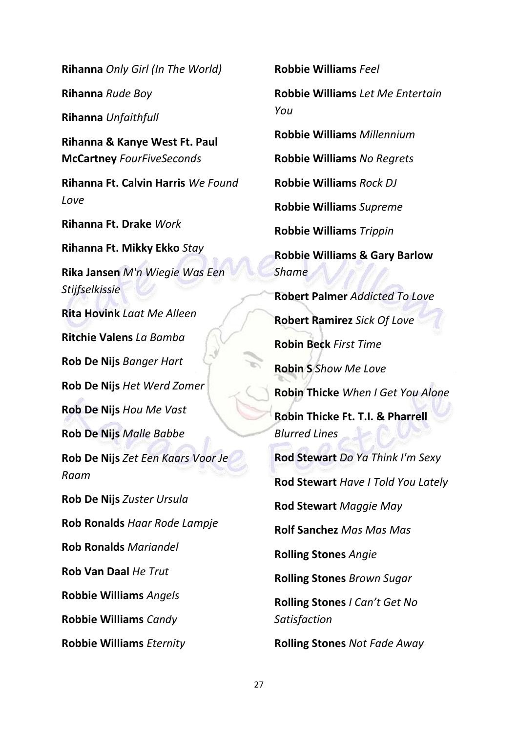**Rihanna** *Only Girl (In The World)*

**Rihanna** *Rude Boy*

**Rihanna** *Unfaithfull*

**Rihanna & Kanye West Ft. Paul McCartney** *FourFiveSeconds*

**Rihanna Ft. Calvin Harris** *We Found Love*

**Rihanna Ft. Drake** *Work*

**Rihanna Ft. Mikky Ekko** *Stay*

**Rika Jansen** *M'n Wiegie Was Een Stijfselkissie*

**Rita Hovink** *Laat Me Alleen*

**Ritchie Valens** *La Bamba*

**Rob De Nijs** *Banger Hart*

**Rob De Nijs** *Het Werd Zomer*

**Rob De Nijs** *Hou Me Vast*

**Rob De Nijs** *Malle Babbe*

**Rob De Nijs** *Zet Een Kaars Voor Je Raam*

**Rob De Nijs** *Zuster Ursula*

**Rob Ronalds** *Haar Rode Lampje*

**Rob Ronalds** *Mariandel*

**Rob Van Daal** *He Trut*

**Robbie Williams** *Angels*

**Robbie Williams** *Candy*

**Robbie Williams** *Eternity*

**Robbie Williams** *Feel*

**Robbie Williams** *Let Me Entertain You*

**Robbie Williams** *Millennium*

**Robbie Williams** *No Regrets*

**Robbie Williams** *Rock DJ*

**Robbie Williams** *Supreme*

**Robbie Williams** *Trippin*

**Robbie Williams & Gary Barlow** *Shame*

**Robert Palmer** *Addicted To Love*

**Robert Ramirez** *Sick Of Love*

**Robin Beck** *First Time*

**Robin S** *Show Me Love*

**Robin Thicke** *When I Get You Alone*

**Robin Thicke Ft. T.I. & Pharrell** *Blurred Lines*

**Rod Stewart** *Do Ya Think I'm Sexy*

**Rod Stewart** *Have I Told You Lately*

**Rod Stewart** *Maggie May*

**Rolf Sanchez** *Mas Mas Mas*

**Rolling Stones** *Angie*

**Rolling Stones** *Brown Sugar*

**Rolling Stones** *I Can't Get No Satisfaction*

**Rolling Stones** *Not Fade Away*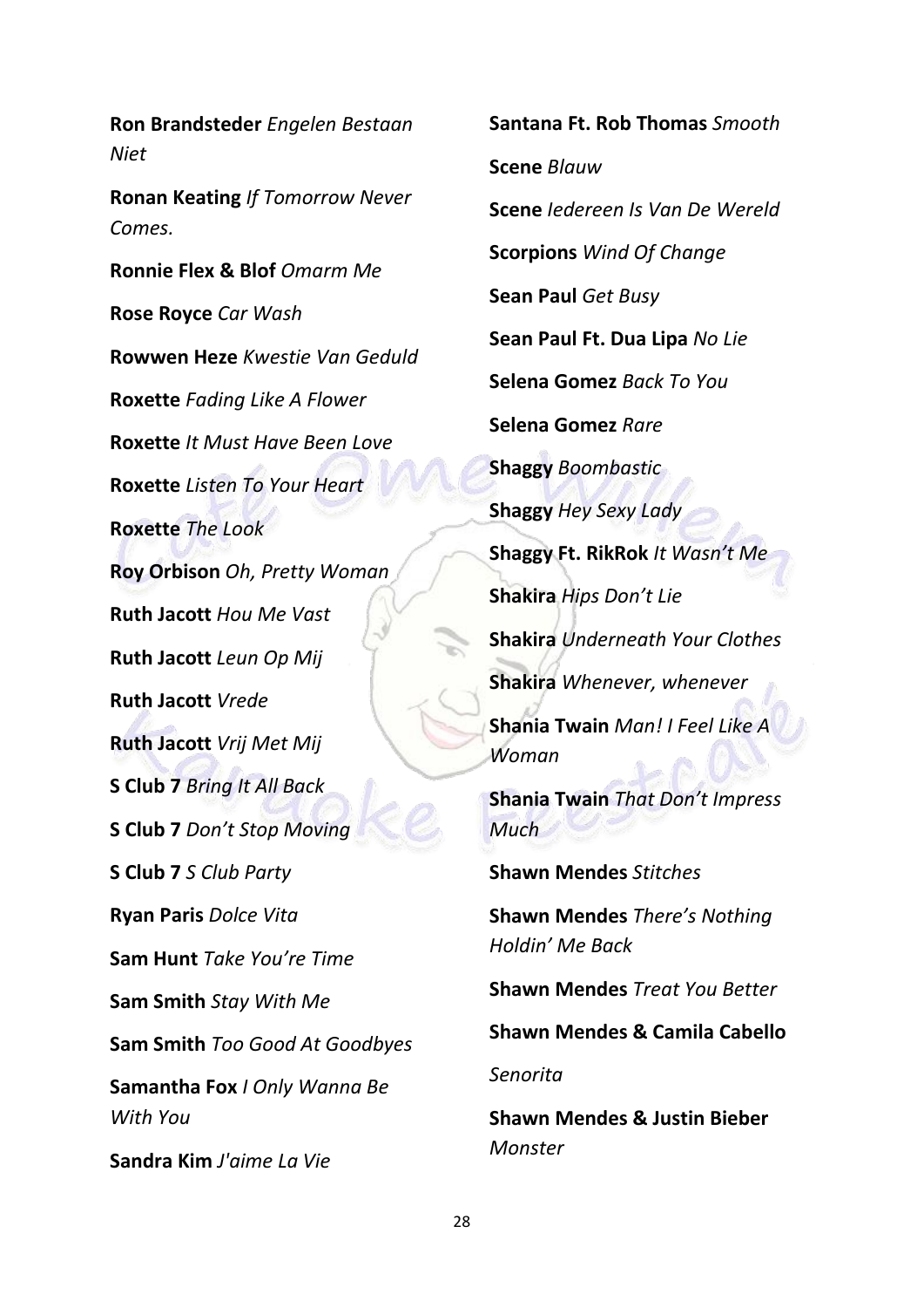**Ron Brandsteder** *Engelen Bestaan Niet*

**Ronan Keating** *If Tomorrow Never Comes.*

**Ronnie Flex & Blof** *Omarm Me*

**Rose Royce** *Car Wash*

**Rowwen Heze** *Kwestie Van Geduld*

**Roxette** *Fading Like A Flower*

**Roxette** *It Must Have Been Love*

**Roxette** *Listen To Your Heart*

**Roxette** *The Look*

**Roy Orbison** *Oh, Pretty Woman*

**Ruth Jacott** *Hou Me Vast*

**Ruth Jacott** *Leun Op Mij*

**Ruth Jacott** *Vrede*

**Ruth Jacott** *Vrij Met Mij*

**S Club 7** *Bring It All Back*

**S Club 7** *Don't Stop Moving*

**S Club 7** *S Club Party*

**Ryan Paris** *Dolce Vita*

**Sam Hunt** *Take You're Time*

**Sam Smith** *Stay With Me*

**Sam Smith** *Too Good At Goodbyes*

**Samantha Fox** *I Only Wanna Be With You*

**Sandra Kim** *J'aime La Vie*

**Santana Ft. Rob Thomas** *Smooth*

**Scene** *Blauw*

**Scene** *Iedereen Is Van De Wereld*

**Scorpions** *Wind Of Change*

**Sean Paul** *Get Busy*

**Sean Paul Ft. Dua Lipa** *No Lie*

**Selena Gomez** *Back To You*

**Selena Gomez** *Rare*

**Shaggy** *Boombastic*

**Shaggy** *Hey Sexy Lady*

**Shaggy Ft. RikRok** *It Wasn't Me*

**Shakira** *Hips Don't Lie*

**Shakira** *Underneath Your Clothes*

**Shakira** *Whenever, whenever*

**Shania Twain** *Man! I Feel Like A Woman*

**Shania Twain** *That Don't Impress Much*

**Shawn Mendes** *Stitches*

**Shawn Mendes** *There's Nothing Holdin' Me Back*

**Shawn Mendes** *Treat You Better*

**Shawn Mendes & Camila Cabello** *Senorita*

**Shawn Mendes & Justin Bieber** *Monster*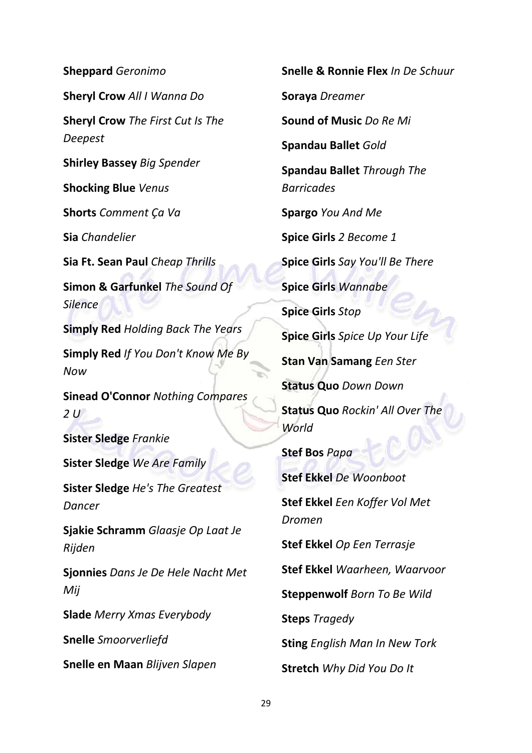**Sheppard** *Geronimo*

**Sheryl Crow** *All I Wanna Do*

**Sheryl Crow** *The First Cut Is The Deepest*

**Shirley Bassey** *Big Spender*

**Shocking Blue** *Venus*

**Shorts** *Comment Ça Va*

**Sia** *Chandelier*

**Sia Ft. Sean Paul** *Cheap Thrills*

**Simon & Garfunkel** *The Sound Of Silence*

**Simply Red** *Holding Back The Years*

**Simply Red** *If You Don't Know Me By Now*

**Sinead O'Connor** *Nothing Compares 2 U*

**Sister Sledge** *Frankie*

**Sister Sledge** *We Are Family*

**Sister Sledge** *He's The Greatest Dancer*

**Sjakie Schramm** *Glaasje Op Laat Je Rijden*

**Sjonnies** *Dans Je De Hele Nacht Met Mij*

**Slade** *Merry Xmas Everybody*

**Snelle** *Smoorverliefd*

**Snelle en Maan** *Blijven Slapen*

**Snelle & Ronnie Flex** *In De Schuur*

**Soraya** *Dreamer*

**Sound of Music** *Do Re Mi*

**Spandau Ballet** *Gold*

**Spandau Ballet** *Through The Barricades*

**Spargo** *You And Me*

**Spice Girls** *2 Become 1*

**Spice Girls** *Say You'll Be There*

**Spice Girls** *Wannabe*

**Spice Girls** *Stop*

**Spice Girls** *Spice Up Your Life*

**Stan Van Samang** *Een Ster*

**Status Quo** *Down Down*

**Status Quo** *Rockin' All Over The World*

**Stef Bos** *Papa*

**Stef Ekkel** *De Woonboot*

**Stef Ekkel** *Een Koffer Vol Met Dromen*

**Stef Ekkel** *Op Een Terrasje*

**Stef Ekkel** *Waarheen, Waarvoor*

**Steppenwolf** *Born To Be Wild*

**Steps** *Tragedy*

**Sting** *English Man In New Tork*

**Stretch** *Why Did You Do It*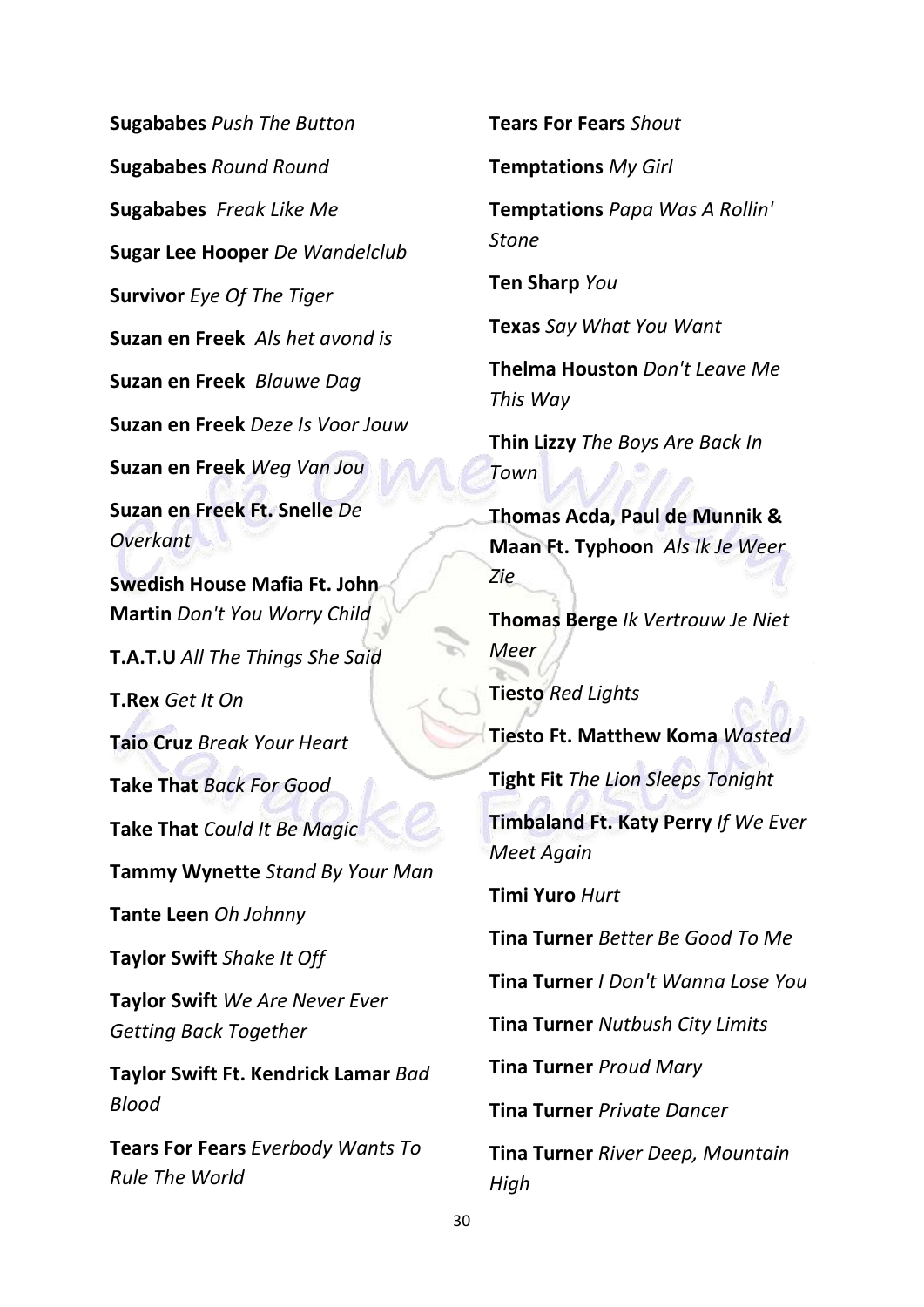**Sugababes** *Push The Button*

**Sugababes** *Round Round*

**Sugababes** *Freak Like Me*

**Sugar Lee Hooper** *De Wandelclub*

**Survivor** *Eye Of The Tiger*

**Suzan en Freek** *Als het avond is*

**Suzan en Freek** *Blauwe Dag*

**Suzan en Freek** *Deze Is Voor Jouw*

**Suzan en Freek** *Weg Van Jou*

**Suzan en Freek Ft. Snelle** *De Overkant*

**Swedish House Mafia Ft. John Martin** *Don't You Worry Child*

**T.A.T.U** *All The Things She Said*

**T.Rex** *Get It On*

**Taio Cruz** *Break Your Heart*

**Take That** *Back For Good*

**Take That** *Could It Be Magic*

**Tammy Wynette** *Stand By Your Man*

**Tante Leen** *Oh Johnny*

**Taylor Swift** *Shake It Off*

**Taylor Swift** *We Are Never Ever Getting Back Together*

**Taylor Swift Ft. Kendrick Lamar** *Bad Blood*

**Tears For Fears** *Everbody Wants To Rule The World*

**Tears For Fears** *Shout*

**Temptations** *My Girl*

**Temptations** *Papa Was A Rollin' Stone*

**Ten Sharp** *You*

**Texas** *Say What You Want*

**Thelma Houston** *Don't Leave Me This Way*

**Thin Lizzy** *The Boys Are Back In Town*

**Thomas Acda, Paul de Munnik & Maan Ft. Typhoon** *Als Ik Je Weer Zie*

**Thomas Berge** *Ik Vertrouw Je Niet Meer*

**Tiesto** *Red Lights*

**Tiesto Ft. Matthew Koma** *Wasted*

**Tight Fit** *The Lion Sleeps Tonight*

**Timbaland Ft. Katy Perry** *If We Ever Meet Again*

**Timi Yuro** *Hurt*

**Tina Turner** *Better Be Good To Me*

**Tina Turner** *I Don't Wanna Lose You*

**Tina Turner** *Nutbush City Limits*

**Tina Turner** *Proud Mary*

**Tina Turner** *Private Dancer*

**Tina Turner** *River Deep, Mountain High*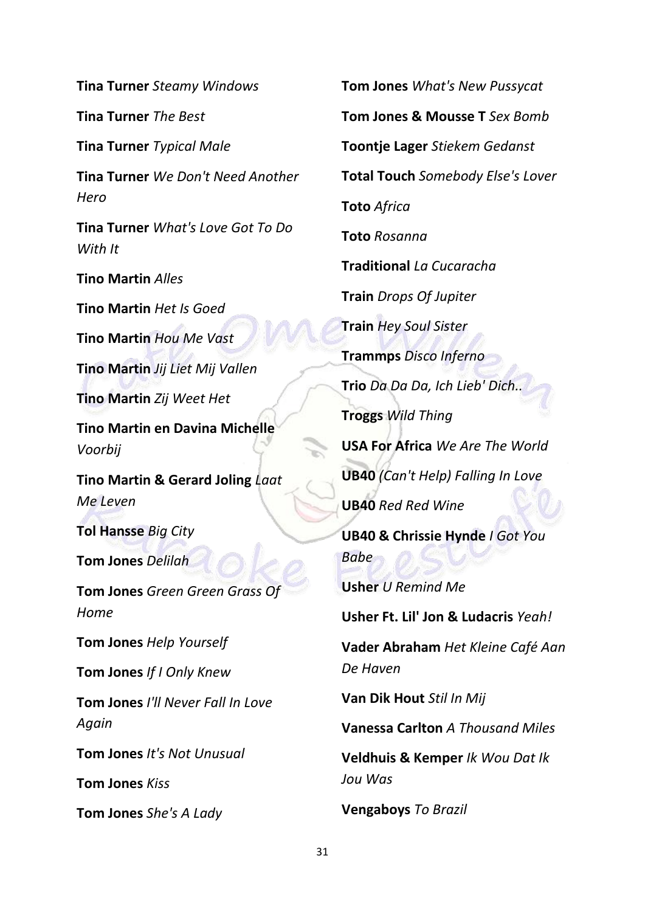**Tina Turner** *Steamy Windows*

**Tina Turner** *The Best*

**Tina Turner** *Typical Male*

**Tina Turner** *We Don't Need Another Hero*

**Tina Turner** *What's Love Got To Do With It*

**Tino Martin** *Alles*

**Tino Martin** *Het Is Goed*

**Tino Martin** *Hou Me Vast*

**Tino Martin** *Jij Liet Mij Vallen*

**Tino Martin** *Zij Weet Het*

**Tino Martin en Davina Michelle** *Voorbij*

**Tino Martin & Gerard Joling** *Laat Me Leven*

**Tol Hansse** *Big City*

**Tom Jones** *Delilah*

**Tom Jones** *Green Green Grass Of Home*

**Tom Jones** *Help Yourself*

**Tom Jones** *If I Only Knew*

**Tom Jones** *I'll Never Fall In Love Again*

**Tom Jones** *It's Not Unusual*

**Tom Jones** *Kiss*

**Tom Jones** *She's A Lady*

**Tom Jones** *What's New Pussycat*

**Tom Jones & Mousse T** *Sex Bomb*

**Toontje Lager** *Stiekem Gedanst*

**Total Touch** *Somebody Else's Lover*

**Toto** *Africa*

**Toto** *Rosanna*

**Traditional** *La Cucaracha*

**Train** *Drops Of Jupiter*

**Train** *Hey Soul Sister*

**Trammps** *Disco Inferno*

**Trio** *Da Da Da, Ich Lieb' Dich..*

**Troggs** *Wild Thing*

**USA For Africa** *We Are The World*

**UB40** *(Can't Help) Falling In Love*

**UB40** *Red Red Wine*

**UB40 & Chrissie Hynde** *I Got You Babe*

**Usher** *U Remind Me*

**Usher Ft. Lil' Jon & Ludacris** *Yeah!*

**Vader Abraham** *Het Kleine Café Aan De Haven*

**Van Dik Hout** *Stil In Mij*

**Vanessa Carlton** *A Thousand Miles*

**Veldhuis & Kemper** *Ik Wou Dat Ik Jou Was*

**Vengaboys** *To Brazil*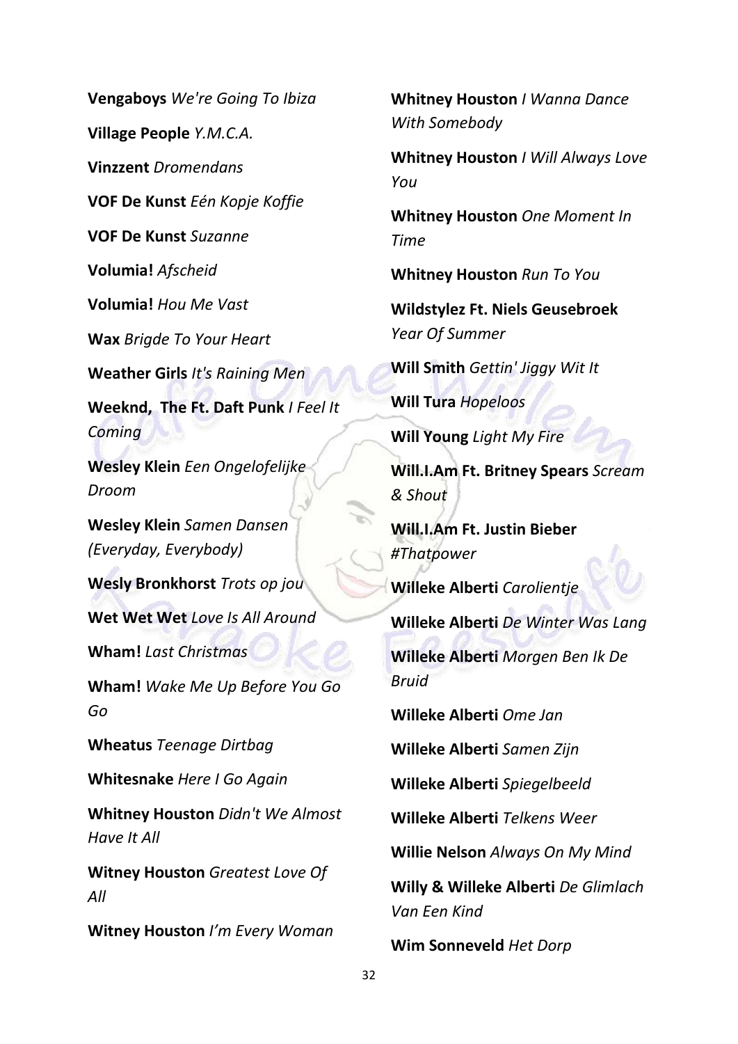**Vengaboys** *We're Going To Ibiza*

**Village People** *Y.M.C.A.*

**Vinzzent** *Dromendans*

**VOF De Kunst** *Eén Kopje Koffie*

**VOF De Kunst** *Suzanne*

**Volumia!** *Afscheid*

**Volumia!** *Hou Me Vast*

**Wax** *Brigde To Your Heart*

**Weather Girls** *It's Raining Men*

**Weeknd, The Ft. Daft Punk** *I Feel It Coming*

**Wesley Klein** *Een Ongelofelijke Droom*

**Wesley Klein** *Samen Dansen (Everyday, Everybody)*

**Wesly Bronkhorst** *Trots op jou*

**Wet Wet Wet** *Love Is All Around*

**Wham!** *Last Christmas*

**Wham!** *Wake Me Up Before You Go Go*

**Wheatus** *Teenage Dirtbag*

**Whitesnake** *Here I Go Again*

**Whitney Houston** *Didn't We Almost Have It All*

**Witney Houston** *Greatest Love Of All*

**Witney Houston** *I'm Every Woman*

**Whitney Houston** *I Wanna Dance With Somebody*

**Whitney Houston** *I Will Always Love You*

**Whitney Houston** *One Moment In Time*

**Whitney Houston** *Run To You*

**Wildstylez Ft. Niels Geusebroek** *Year Of Summer*

**Will Smith** *Gettin' Jiggy Wit It*

**Will Tura** *Hopeloos*

**Will Young** *Light My Fire*

**Will.I.Am Ft. Britney Spears** *Scream & Shout*

**Will.I.Am Ft. Justin Bieber** *#Thatpower*

**Willeke Alberti** *Carolientje*

**Willeke Alberti** *De Winter Was Lang*

**Willeke Alberti** *Morgen Ben Ik De Bruid*

**Willeke Alberti** *Ome Jan*

**Willeke Alberti** *Samen Zijn*

**Willeke Alberti** *Spiegelbeeld*

**Willeke Alberti** *Telkens Weer*

**Willie Nelson** *Always On My Mind*

**Willy & Willeke Alberti** *De Glimlach Van Een Kind*

**Wim Sonneveld** *Het Dorp*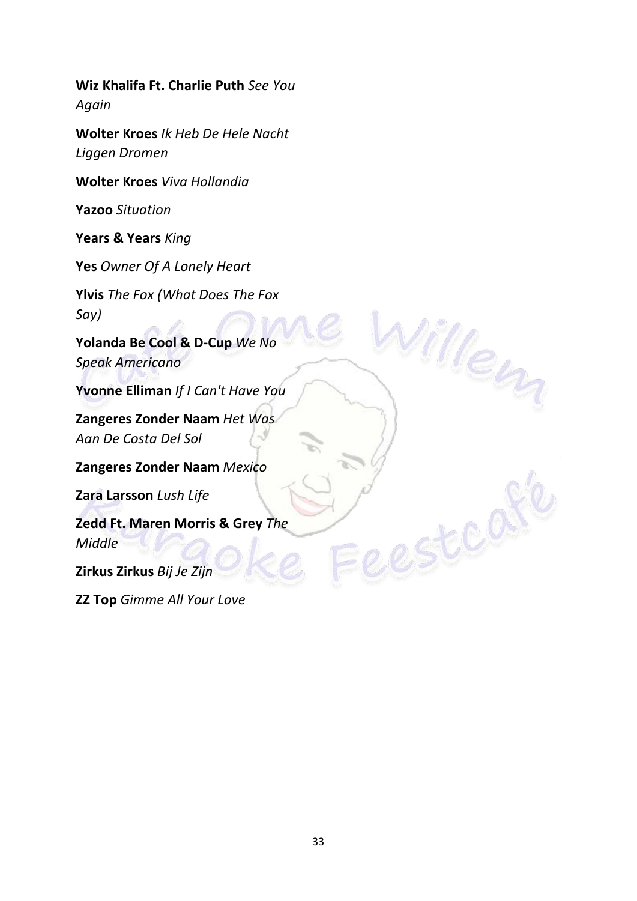**Wiz Khalifa Ft. Charlie Puth** *See You Again*

**Wolter Kroes** *Ik Heb De Hele Nacht Liggen Dromen*

**Wolter Kroes** *Viva Hollandia*

**Yazoo** *Situation*

**Years & Years** *King*

**Yes** *Owner Of A Lonely Heart*

**Ylvis** *The Fox (What Does The Fox Say)*

**Yolanda Be Cool & D-Cup** *We No Speak Americano*

**Yvonne Elliman** *If I Can't Have You*

**Zangeres Zonder Naam** *Het Was Aan De Costa Del Sol*

**Zangeres Zonder Naam** *Mexico*

**Zara Larsson** *Lush Life*

**Zedd Ft. Maren Morris & Grey** *The Middle*

**Zirkus Zirkus** *Bij Je Zijn*

**ZZ Top** *Gimme All Your Love*